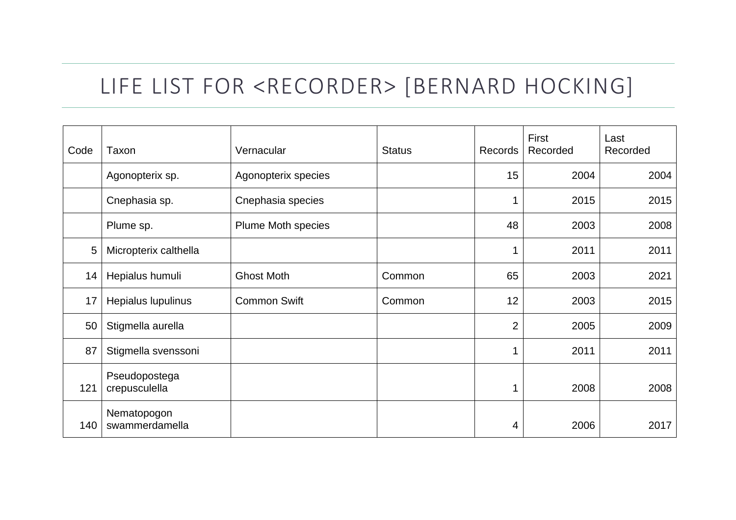# LIFE LIST FOR <RECORDER> [BERNARD HOCKING]

| Code | Taxon | Vernacular | Status | Records | First Recorded | Last Recorded |
|---|---|---|---|---|---|---|
| | Agonopterix sp. | Agonopterix species | | 15 | 2004 | 2004 |
| | Cnephasia sp. | Cnephasia species | | 1 | 2015 | 2015 |
| | Plume sp. | Plume Moth species | | 48 | 2003 | 2008 |
| 5 | Micropterix calthella | | | 1 | 2011 | 2011 |
| 14 | Hepialus humuli | Ghost Moth | Common | 65 | 2003 | 2021 |
| 17 | Hepialus lupulinus | Common Swift | Common | 12 | 2003 | 2015 |
| 50 | Stigmella aurella | | | 2 | 2005 | 2009 |
| 87 | Stigmella svenssoni | | | 1 | 2011 | 2011 |
| 121 | Pseudopostega crepusculella | | | 1 | 2008 | 2008 |
| 140 | Nematopogon swammerdamella | | | 4 | 2006 | 2017 |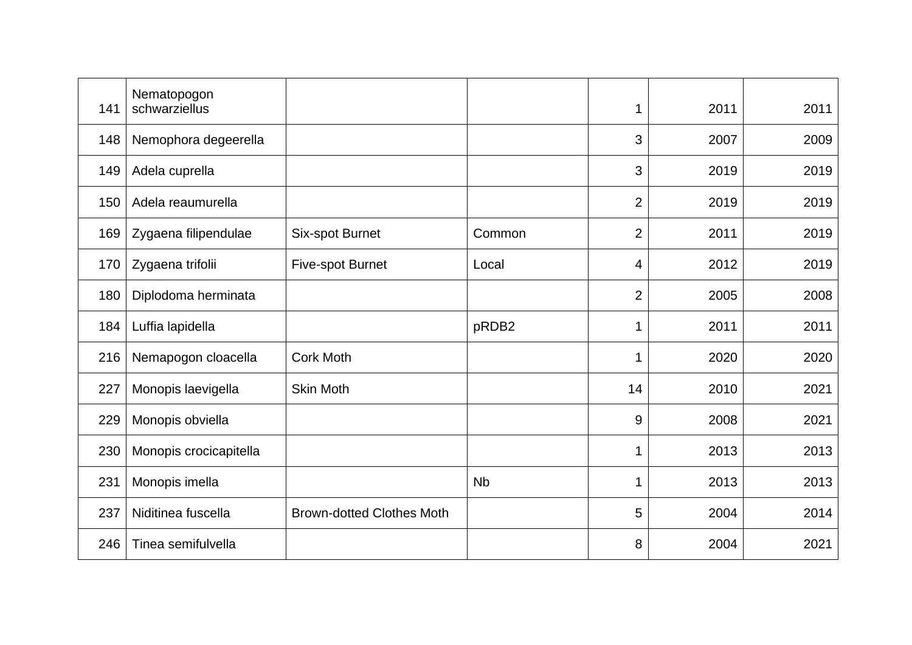| | | | | | | |
|---|---|---|---|---|---|---|
| 141 | Nematopogon schwarziellus | | | 1 | 2011 | 2011 |
| 148 | Nemophora degeerella | | | 3 | 2007 | 2009 |
| 149 | Adela cuprella | | | 3 | 2019 | 2019 |
| 150 | Adela reaumurella | | | 2 | 2019 | 2019 |
| 169 | Zygaena filipendulae | Six-spot Burnet | Common | 2 | 2011 | 2019 |
| 170 | Zygaena trifolii | Five-spot Burnet | Local | 4 | 2012 | 2019 |
| 180 | Diplodoma herminata | | | 2 | 2005 | 2008 |
| 184 | Luffia lapidella | | pRDB2 | 1 | 2011 | 2011 |
| 216 | Nemapogon cloacella | Cork Moth | | 1 | 2020 | 2020 |
| 227 | Monopis laevigella | Skin Moth | | 14 | 2010 | 2021 |
| 229 | Monopis obviella | | | 9 | 2008 | 2021 |
| 230 | Monopis crocicapitella | | | 1 | 2013 | 2013 |
| 231 | Monopis imella | | Nb | 1 | 2013 | 2013 |
| 237 | Niditinea fuscella | Brown-dotted Clothes Moth | | 5 | 2004 | 2014 |
| 246 | Tinea semifulvella | | | 8 | 2004 | 2021 |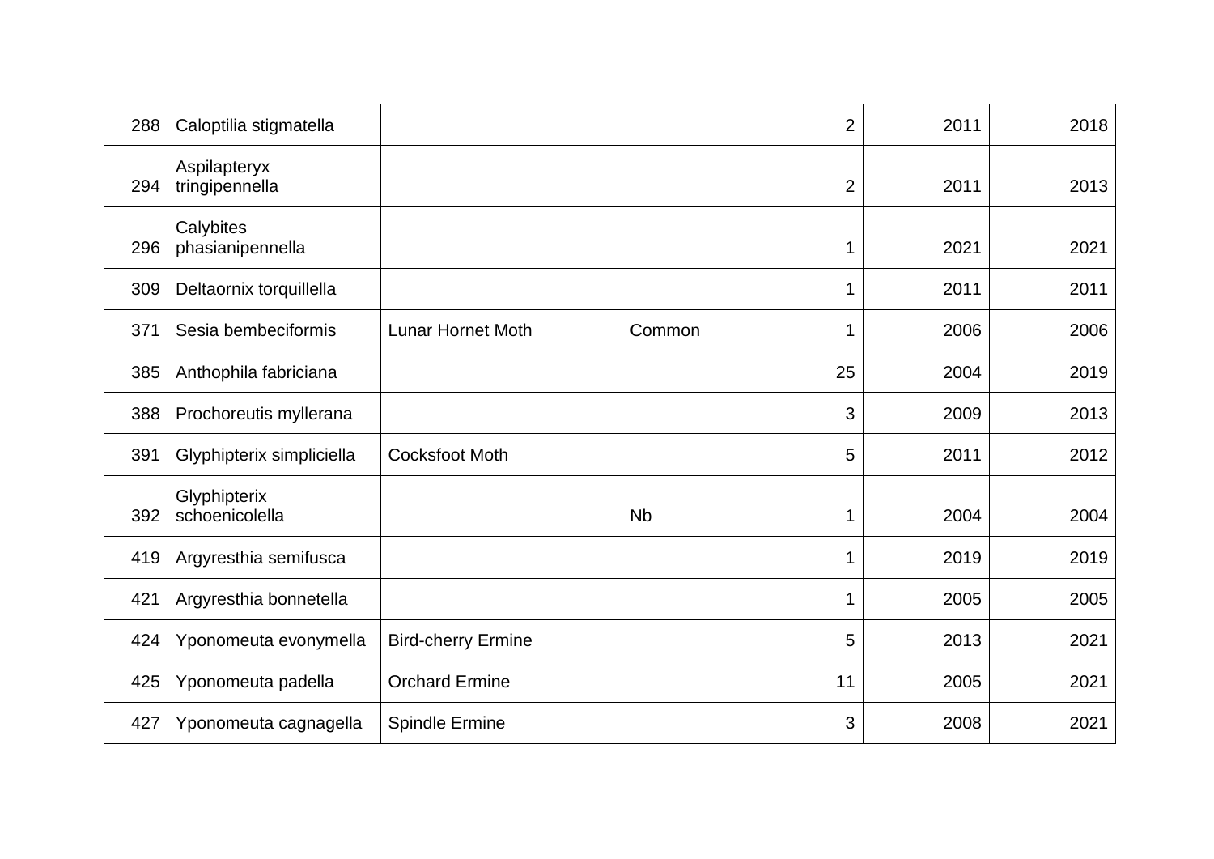| | | | | | | |
|---|---|---|---|---|---|---|
| 288 | Caloptilia stigmatella | | | 2 | 2011 | 2018 |
| 294 | Aspilapteryx tringipennella | | | 2 | 2011 | 2013 |
| 296 | Calybites phasianipennella | | | 1 | 2021 | 2021 |
| 309 | Deltaornix torquillella | | | 1 | 2011 | 2011 |
| 371 | Sesia bembeciformis | Lunar Hornet Moth | Common | 1 | 2006 | 2006 |
| 385 | Anthophila fabriciana | | | 25 | 2004 | 2019 |
| 388 | Prochoreutis myllerana | | | 3 | 2009 | 2013 |
| 391 | Glyphipterix simpliciella | Cocksfoot Moth | | 5 | 2011 | 2012 |
| 392 | Glyphipterix schoenicolella | | Nb | 1 | 2004 | 2004 |
| 419 | Argyresthia semifusca | | | 1 | 2019 | 2019 |
| 421 | Argyresthia bonnetella | | | 1 | 2005 | 2005 |
| 424 | Yponomeuta evonymella | Bird-cherry Ermine | | 5 | 2013 | 2021 |
| 425 | Yponomeuta padella | Orchard Ermine | | 11 | 2005 | 2021 |
| 427 | Yponomeuta cagnagella | Spindle Ermine | | 3 | 2008 | 2021 |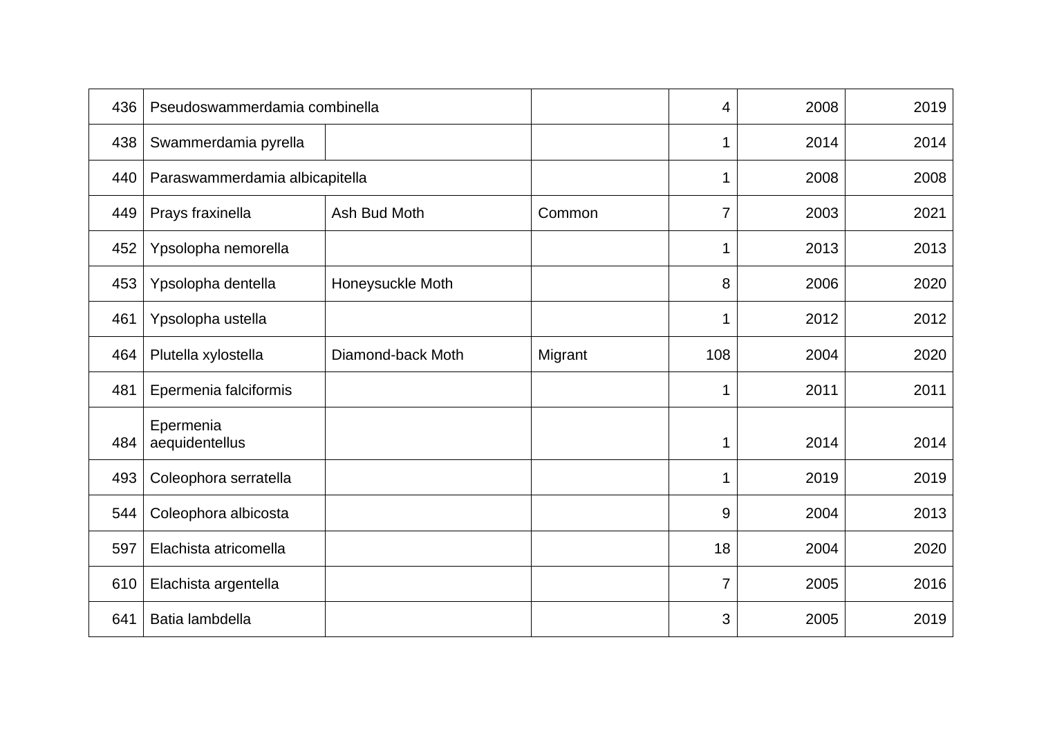| | | | | | | |
|---|---|---|---|---|---|---|
| 436 | Pseudoswammerdamia combinella | | | 4 | 2008 | 2019 |
| 438 | Swammerdamia pyrella | | | 1 | 2014 | 2014 |
| 440 | Paraswammerdamia albicapitella | | | 1 | 2008 | 2008 |
| 449 | Prays fraxinella | Ash Bud Moth | Common | 7 | 2003 | 2021 |
| 452 | Ypsolopha nemorella | | | 1 | 2013 | 2013 |
| 453 | Ypsolopha dentella | Honeysuckle Moth | | 8 | 2006 | 2020 |
| 461 | Ypsolopha ustella | | | 1 | 2012 | 2012 |
| 464 | Plutella xylostella | Diamond-back Moth | Migrant | 108 | 2004 | 2020 |
| 481 | Epermenia falciformis | | | 1 | 2011 | 2011 |
| 484 | Epermenia aequidentellus | | | 1 | 2014 | 2014 |
| 493 | Coleophora serratella | | | 1 | 2019 | 2019 |
| 544 | Coleophora albicosta | | | 9 | 2004 | 2013 |
| 597 | Elachista atricomella | | | 18 | 2004 | 2020 |
| 610 | Elachista argentella | | | 7 | 2005 | 2016 |
| 641 | Batia lambdella | | | 3 | 2005 | 2019 |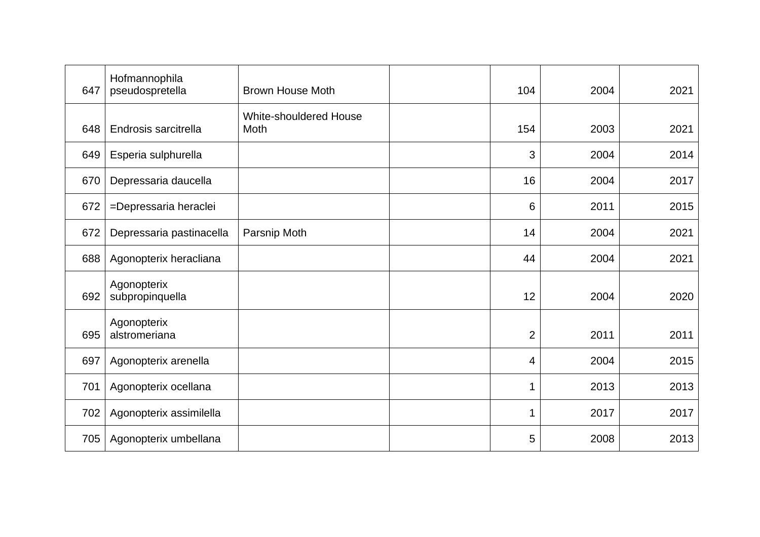| | | | | | | |
|---|---|---|---|---|---|---|
| 647 | Hofmannophila pseudospretella | Brown House Moth | | 104 | 2004 | 2021 |
| 648 | Endrosis sarcitrella | White-shouldered House Moth | | 154 | 2003 | 2021 |
| 649 | Esperia sulphurella | | | 3 | 2004 | 2014 |
| 670 | Depressaria daucella | | | 16 | 2004 | 2017 |
| 672 | =Depressaria heraclei | | | 6 | 2011 | 2015 |
| 672 | Depressaria pastinacella | Parsnip Moth | | 14 | 2004 | 2021 |
| 688 | Agonopterix heracliana | | | 44 | 2004 | 2021 |
| 692 | Agonopterix subpropinquella | | | 12 | 2004 | 2020 |
| 695 | Agonopterix alstromeriana | | | 2 | 2011 | 2011 |
| 697 | Agonopterix arenella | | | 4 | 2004 | 2015 |
| 701 | Agonopterix ocellana | | | 1 | 2013 | 2013 |
| 702 | Agonopterix assimilella | | | 1 | 2017 | 2017 |
| 705 | Agonopterix umbellana | | | 5 | 2008 | 2013 |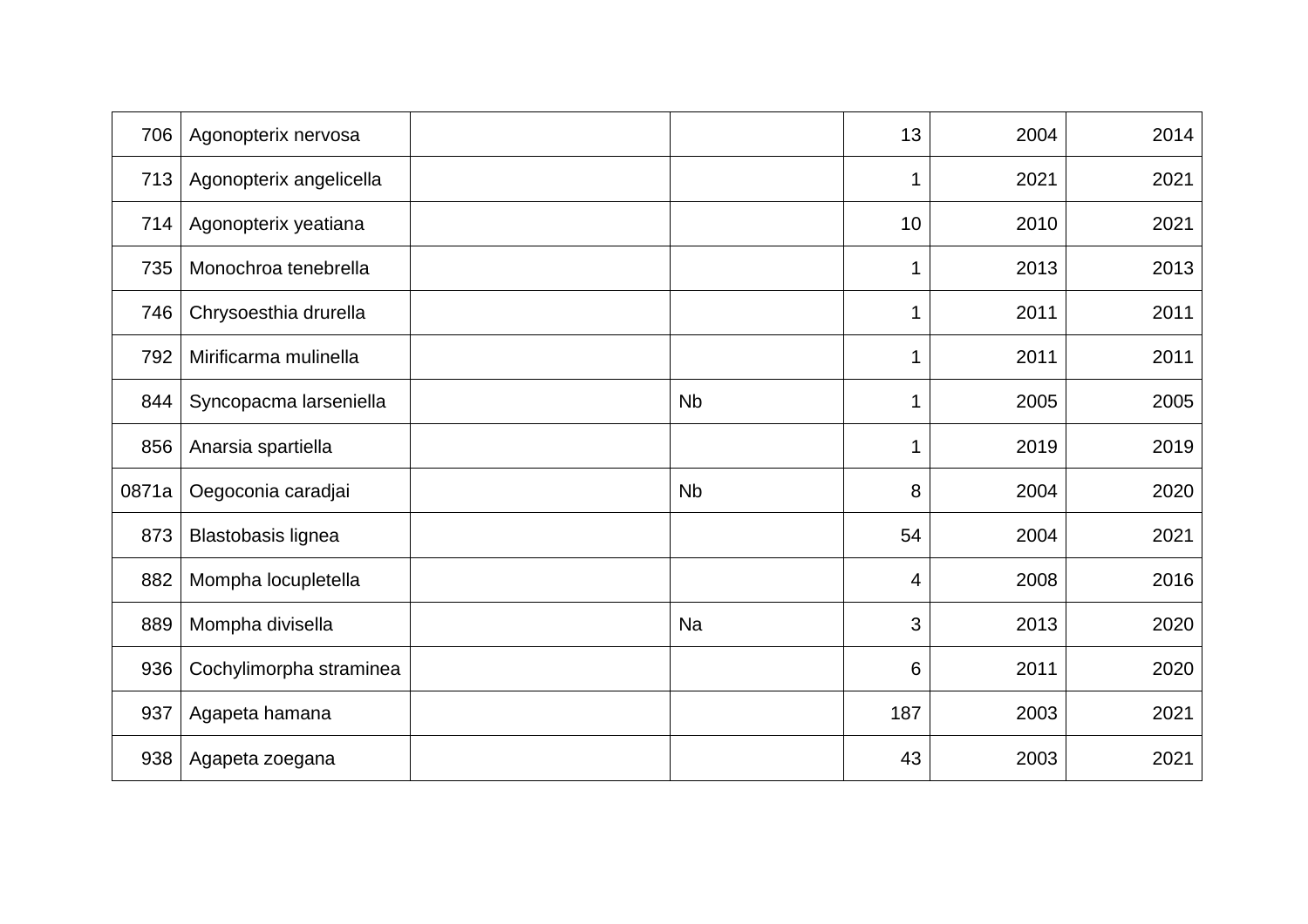| | | | | | | |
|---|---|---|---|---|---|---|
| 706 | Agonopterix nervosa | | | 13 | 2004 | 2014 |
| 713 | Agonopterix angelicella | | | 1 | 2021 | 2021 |
| 714 | Agonopterix yeatiana | | | 10 | 2010 | 2021 |
| 735 | Monochroa tenebrella | | | 1 | 2013 | 2013 |
| 746 | Chrysoesthia drurella | | | 1 | 2011 | 2011 |
| 792 | Mirificarma mulinella | | | 1 | 2011 | 2011 |
| 844 | Syncopacma larseniella | | Nb | 1 | 2005 | 2005 |
| 856 | Anarsia spartiella | | | 1 | 2019 | 2019 |
| 0871a | Oegoconia caradjai | | Nb | 8 | 2004 | 2020 |
| 873 | Blastobasis lignea | | | 54 | 2004 | 2021 |
| 882 | Mompha locupletella | | | 4 | 2008 | 2016 |
| 889 | Mompha divisella | | Na | 3 | 2013 | 2020 |
| 936 | Cochylimorpha straminea | | | 6 | 2011 | 2020 |
| 937 | Agapeta hamana | | | 187 | 2003 | 2021 |
| 938 | Agapeta zoegana | | | 43 | 2003 | 2021 |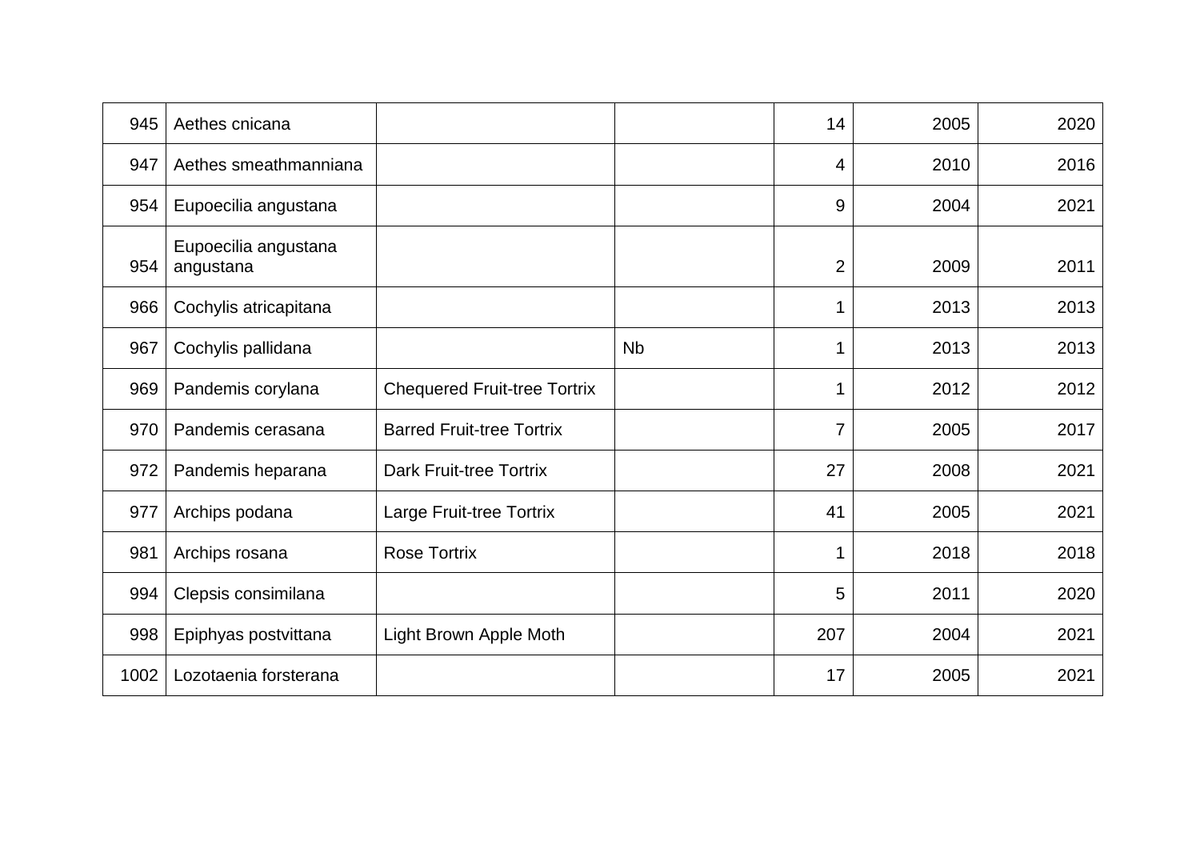| | | | | | | |
|---|---|---|---|---|---|---|
| 945 | Aethes cnicana | | | 14 | 2005 | 2020 |
| 947 | Aethes smeathmanniana | | | 4 | 2010 | 2016 |
| 954 | Eupoecilia angustana | | | 9 | 2004 | 2021 |
| 954 | Eupoecilia angustana angustana | | | 2 | 2009 | 2011 |
| 966 | Cochylis atricapitana | | | 1 | 2013 | 2013 |
| 967 | Cochylis pallidana | | Nb | 1 | 2013 | 2013 |
| 969 | Pandemis corylana | Chequered Fruit-tree Tortrix | | 1 | 2012 | 2012 |
| 970 | Pandemis cerasana | Barred Fruit-tree Tortrix | | 7 | 2005 | 2017 |
| 972 | Pandemis heparana | Dark Fruit-tree Tortrix | | 27 | 2008 | 2021 |
| 977 | Archips podana | Large Fruit-tree Tortrix | | 41 | 2005 | 2021 |
| 981 | Archips rosana | Rose Tortrix | | 1 | 2018 | 2018 |
| 994 | Clepsis consimilana | | | 5 | 2011 | 2020 |
| 998 | Epiphyas postvittana | Light Brown Apple Moth | | 207 | 2004 | 2021 |
| 1002 | Lozotaenia forsterana | | | 17 | 2005 | 2021 |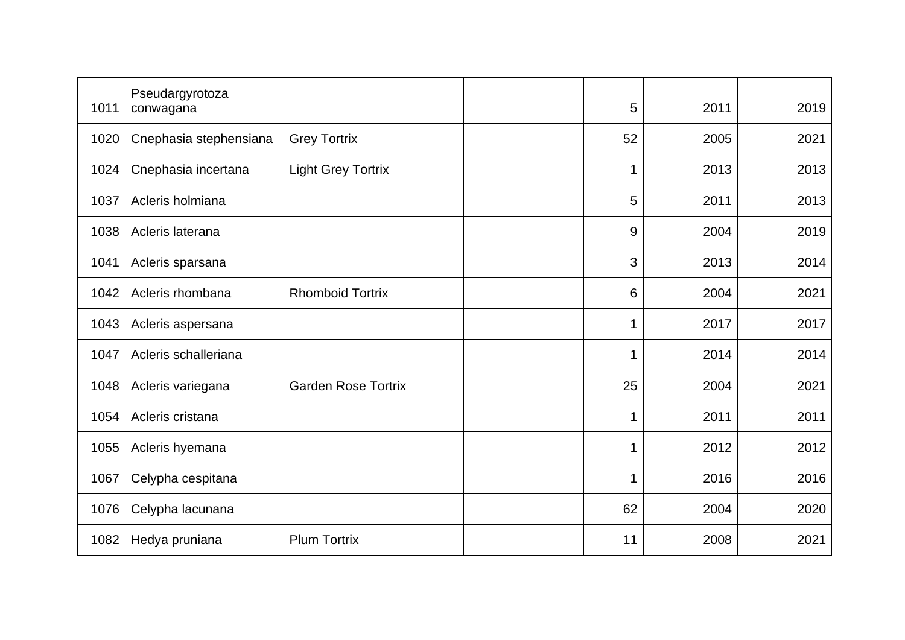| | | | | | | |
|---|---|---|---|---|---|---|
| 1011 | Pseudargyrotoza conwagana | | | 5 | 2011 | 2019 |
| 1020 | Cnephasia stephensiana | Grey Tortrix | | 52 | 2005 | 2021 |
| 1024 | Cnephasia incertana | Light Grey Tortrix | | 1 | 2013 | 2013 |
| 1037 | Acleris holmiana | | | 5 | 2011 | 2013 |
| 1038 | Acleris laterana | | | 9 | 2004 | 2019 |
| 1041 | Acleris sparsana | | | 3 | 2013 | 2014 |
| 1042 | Acleris rhombana | Rhomboid Tortrix | | 6 | 2004 | 2021 |
| 1043 | Acleris aspersana | | | 1 | 2017 | 2017 |
| 1047 | Acleris schalleriana | | | 1 | 2014 | 2014 |
| 1048 | Acleris variegana | Garden Rose Tortrix | | 25 | 2004 | 2021 |
| 1054 | Acleris cristana | | | 1 | 2011 | 2011 |
| 1055 | Acleris hyemana | | | 1 | 2012 | 2012 |
| 1067 | Celypha cespitana | | | 1 | 2016 | 2016 |
| 1076 | Celypha lacunana | | | 62 | 2004 | 2020 |
| 1082 | Hedya pruniana | Plum Tortrix | | 11 | 2008 | 2021 |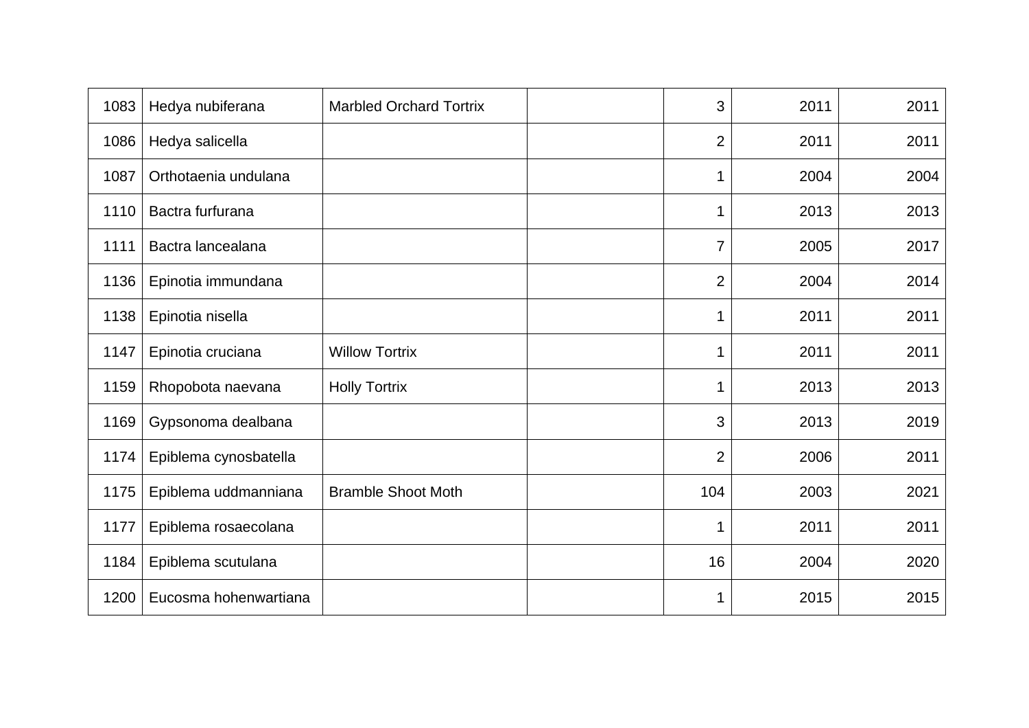| | | | | | | |
|---|---|---|---|---|---|---|
| 1083 | Hedya nubiferana | Marbled Orchard Tortrix | | 3 | 2011 | 2011 |
| 1086 | Hedya salicella | | | 2 | 2011 | 2011 |
| 1087 | Orthotaenia undulana | | | 1 | 2004 | 2004 |
| 1110 | Bactra furfurana | | | 1 | 2013 | 2013 |
| 1111 | Bactra lancealana | | | 7 | 2005 | 2017 |
| 1136 | Epinotia immundana | | | 2 | 2004 | 2014 |
| 1138 | Epinotia nisella | | | 1 | 2011 | 2011 |
| 1147 | Epinotia cruciana | Willow Tortrix | | 1 | 2011 | 2011 |
| 1159 | Rhopobota naevana | Holly Tortrix | | 1 | 2013 | 2013 |
| 1169 | Gypsonoma dealbana | | | 3 | 2013 | 2019 |
| 1174 | Epiblema cynosbatella | | | 2 | 2006 | 2011 |
| 1175 | Epiblema uddmanniana | Bramble Shoot Moth | | 104 | 2003 | 2021 |
| 1177 | Epiblema rosaecolana | | | 1 | 2011 | 2011 |
| 1184 | Epiblema scutulana | | | 16 | 2004 | 2020 |
| 1200 | Eucosma hohenwartiana | | | 1 | 2015 | 2015 |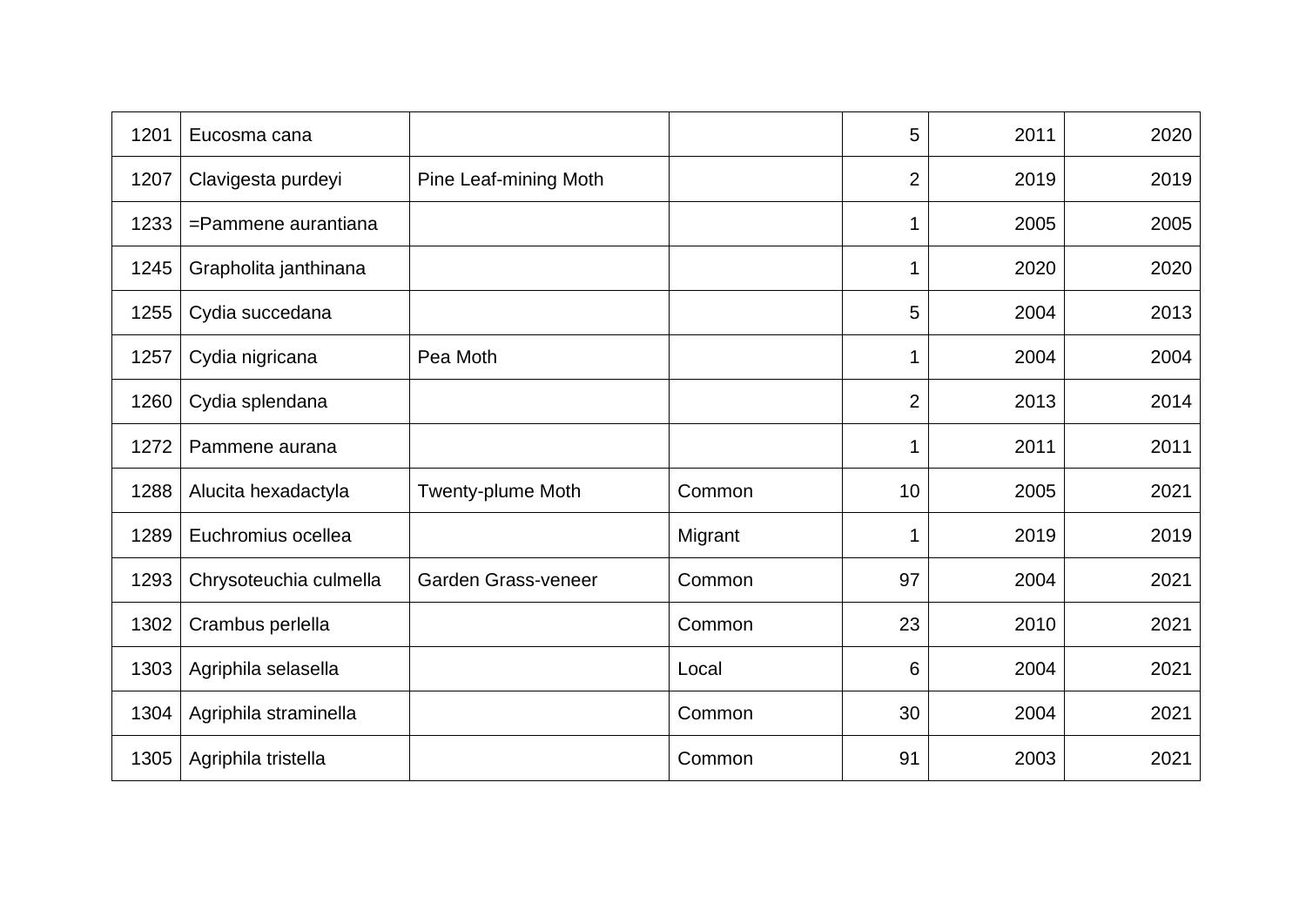| | | | | | | |
|---|---|---|---|---|---|---|
| 1201 | Eucosma cana | | | 5 | 2011 | 2020 |
| 1207 | Clavigesta purdeyi | Pine Leaf-mining Moth | | 2 | 2019 | 2019 |
| 1233 | =Pammene aurantiana | | | 1 | 2005 | 2005 |
| 1245 | Grapholita janthinana | | | 1 | 2020 | 2020 |
| 1255 | Cydia succedana | | | 5 | 2004 | 2013 |
| 1257 | Cydia nigricana | Pea Moth | | 1 | 2004 | 2004 |
| 1260 | Cydia splendana | | | 2 | 2013 | 2014 |
| 1272 | Pammene aurana | | | 1 | 2011 | 2011 |
| 1288 | Alucita hexadactyla | Twenty-plume Moth | Common | 10 | 2005 | 2021 |
| 1289 | Euchromius ocellea | | Migrant | 1 | 2019 | 2019 |
| 1293 | Chrysoteuchia culmella | Garden Grass-veneer | Common | 97 | 2004 | 2021 |
| 1302 | Crambus perlella | | Common | 23 | 2010 | 2021 |
| 1303 | Agriphila selasella | | Local | 6 | 2004 | 2021 |
| 1304 | Agriphila straminella | | Common | 30 | 2004 | 2021 |
| 1305 | Agriphila tristella | | Common | 91 | 2003 | 2021 |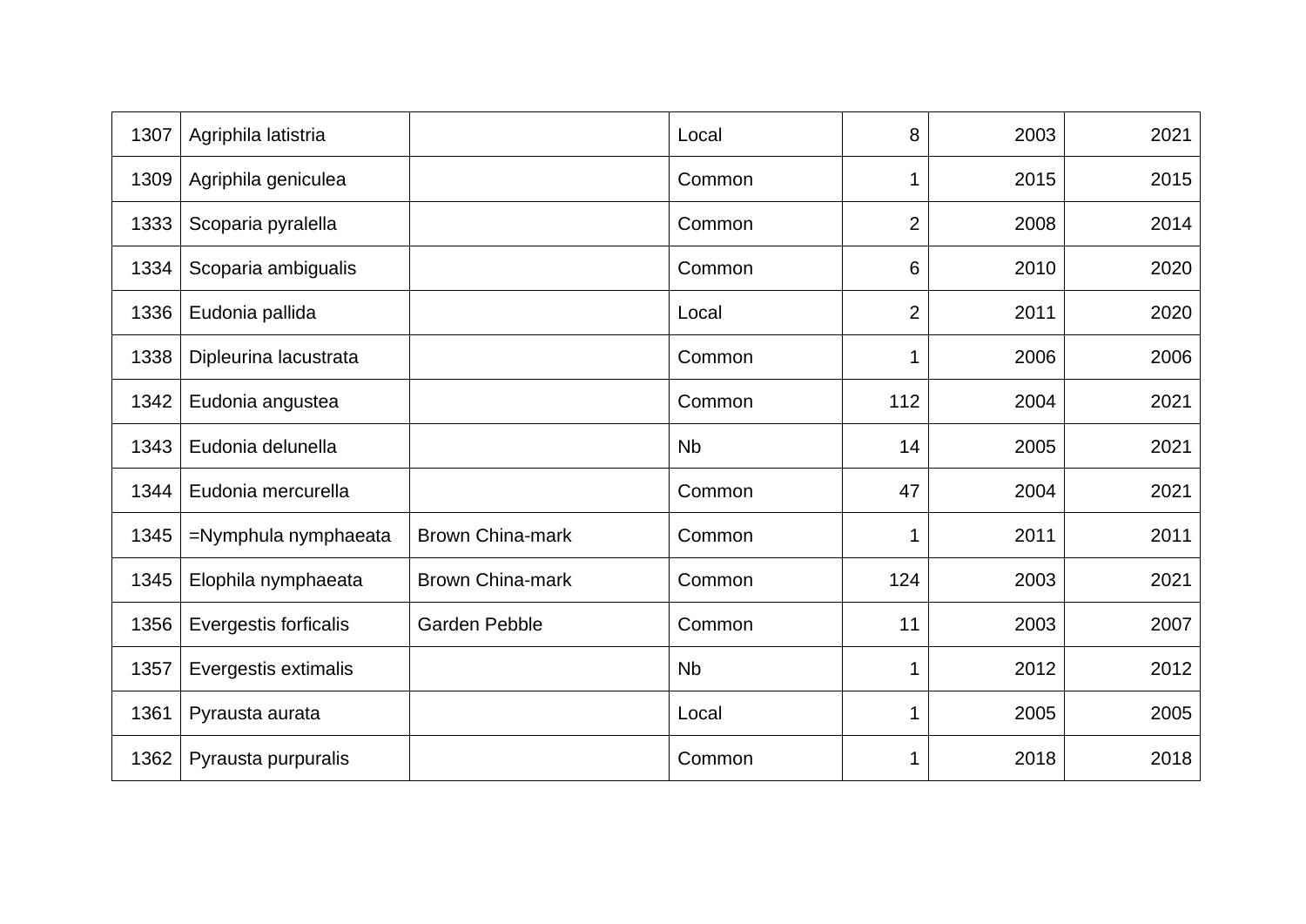| | | | | | | |
|---|---|---|---|---|---|---|
| 1307 | Agriphila latistria | | Local | 8 | 2003 | 2021 |
| 1309 | Agriphila geniculea | | Common | 1 | 2015 | 2015 |
| 1333 | Scoparia pyralella | | Common | 2 | 2008 | 2014 |
| 1334 | Scoparia ambigualis | | Common | 6 | 2010 | 2020 |
| 1336 | Eudonia pallida | | Local | 2 | 2011 | 2020 |
| 1338 | Dipleurina lacustrata | | Common | 1 | 2006 | 2006 |
| 1342 | Eudonia angustea | | Common | 112 | 2004 | 2021 |
| 1343 | Eudonia delunella | | Nb | 14 | 2005 | 2021 |
| 1344 | Eudonia mercurella | | Common | 47 | 2004 | 2021 |
| 1345 | =Nymphula nymphaeata | Brown China-mark | Common | 1 | 2011 | 2011 |
| 1345 | Elophila nymphaeata | Brown China-mark | Common | 124 | 2003 | 2021 |
| 1356 | Evergestis forficalis | Garden Pebble | Common | 11 | 2003 | 2007 |
| 1357 | Evergestis extimalis | | Nb | 1 | 2012 | 2012 |
| 1361 | Pyrausta aurata | | Local | 1 | 2005 | 2005 |
| 1362 | Pyrausta purpuralis | | Common | 1 | 2018 | 2018 |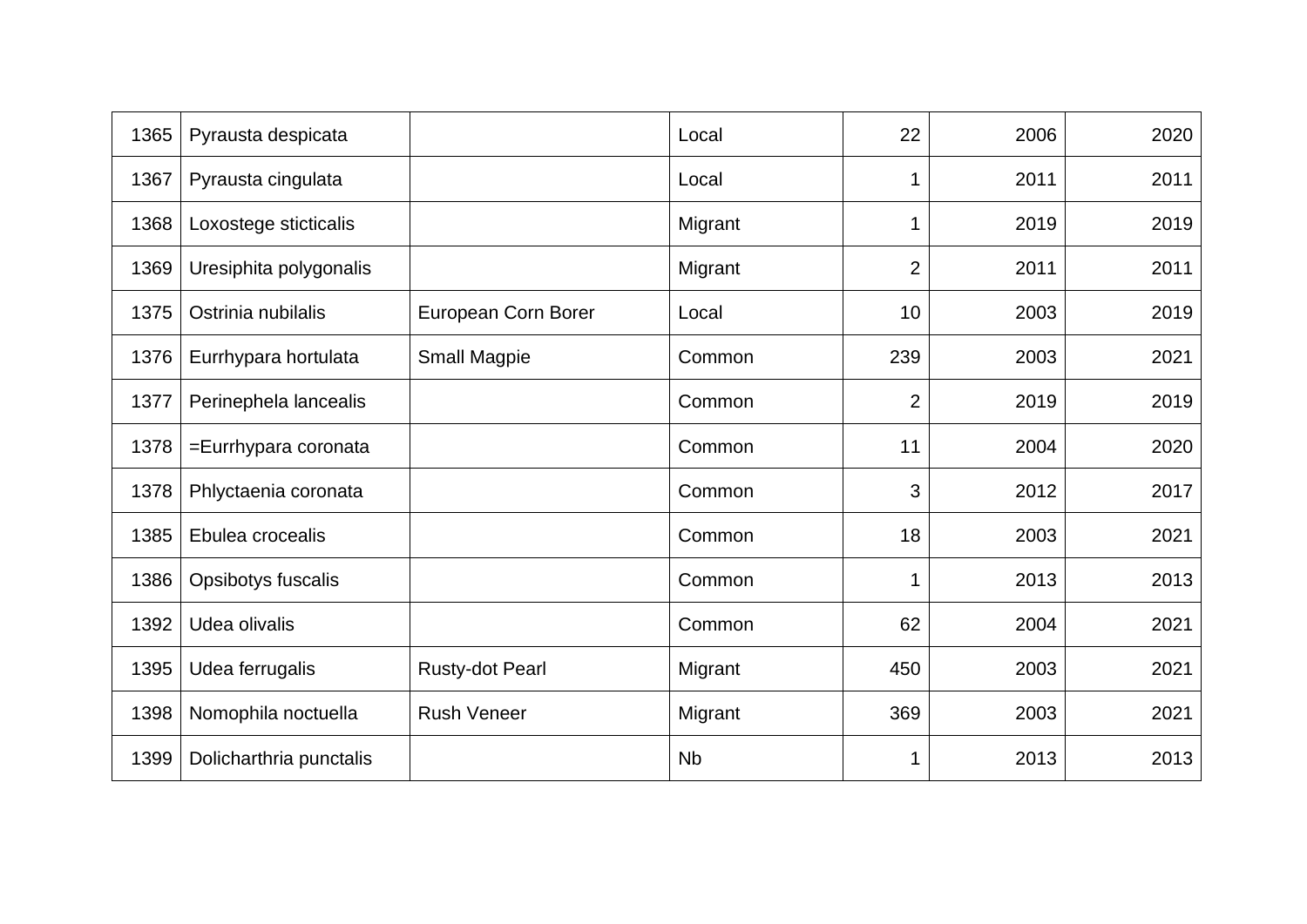| 1365 | Pyrausta despicata | | Local | 22 | 2006 | 2020 |
|---|---|---|---|---|---|---|
| 1367 | Pyrausta cingulata | | Local | 1 | 2011 | 2011 |
| 1368 | Loxostege sticticalis | | Migrant | 1 | 2019 | 2019 |
| 1369 | Uresiphita polygonalis | | Migrant | 2 | 2011 | 2011 |
| 1375 | Ostrinia nubilalis | European Corn Borer | Local | 10 | 2003 | 2019 |
| 1376 | Eurrhypara hortulata | Small Magpie | Common | 239 | 2003 | 2021 |
| 1377 | Perinephela lancealis | | Common | 2 | 2019 | 2019 |
| 1378 | =Eurrhypara coronata | | Common | 11 | 2004 | 2020 |
| 1378 | Phlyctaenia coronata | | Common | 3 | 2012 | 2017 |
| 1385 | Ebulea crocealis | | Common | 18 | 2003 | 2021 |
| 1386 | Opsibotys fuscalis | | Common | 1 | 2013 | 2013 |
| 1392 | Udea olivalis | | Common | 62 | 2004 | 2021 |
| 1395 | Udea ferrugalis | Rusty-dot Pearl | Migrant | 450 | 2003 | 2021 |
| 1398 | Nomophila noctuella | Rush Veneer | Migrant | 369 | 2003 | 2021 |
| 1399 | Dolicharthria punctalis | | Nb | 1 | 2013 | 2013 |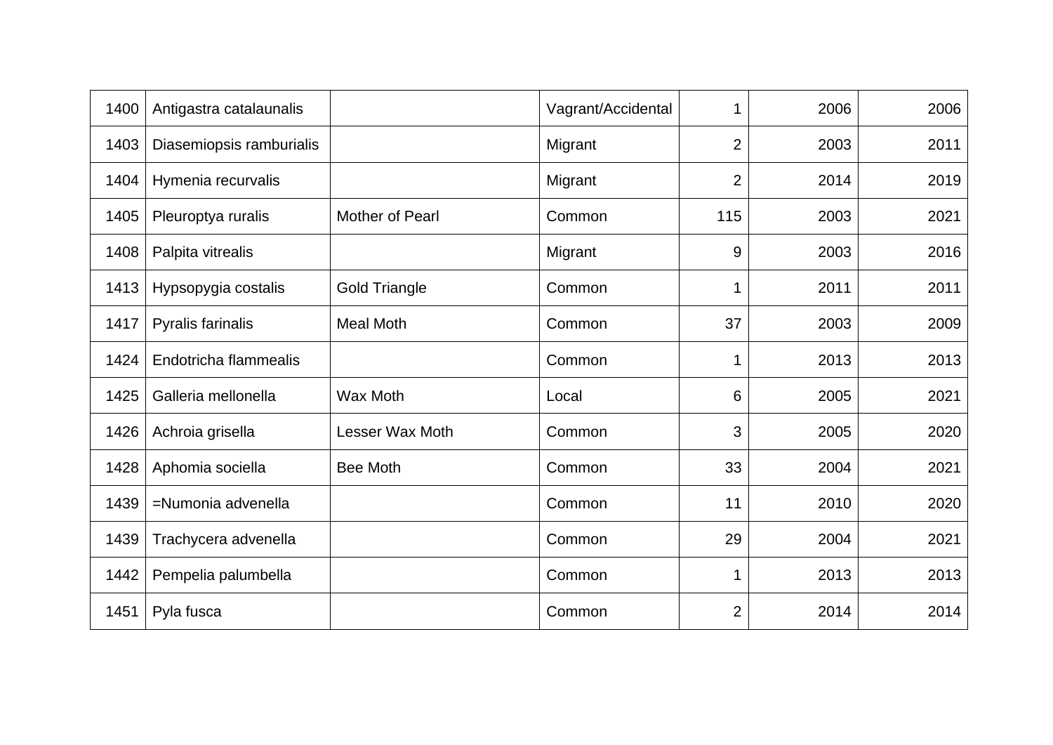| | | | | | | |
|---|---|---|---|---|---|---|
| 1400 | Antigastra catalaunalis | | Vagrant/Accidental | 1 | 2006 | 2006 |
| 1403 | Diasemiopsis ramburialis | | Migrant | 2 | 2003 | 2011 |
| 1404 | Hymenia recurvalis | | Migrant | 2 | 2014 | 2019 |
| 1405 | Pleuroptya ruralis | Mother of Pearl | Common | 115 | 2003 | 2021 |
| 1408 | Palpita vitrealis | | Migrant | 9 | 2003 | 2016 |
| 1413 | Hypsopygia costalis | Gold Triangle | Common | 1 | 2011 | 2011 |
| 1417 | Pyralis farinalis | Meal Moth | Common | 37 | 2003 | 2009 |
| 1424 | Endotricha flammealis | | Common | 1 | 2013 | 2013 |
| 1425 | Galleria mellonella | Wax Moth | Local | 6 | 2005 | 2021 |
| 1426 | Achroia grisella | Lesser Wax Moth | Common | 3 | 2005 | 2020 |
| 1428 | Aphomia sociella | Bee Moth | Common | 33 | 2004 | 2021 |
| 1439 | =Numonia advenella | | Common | 11 | 2010 | 2020 |
| 1439 | Trachycera advenella | | Common | 29 | 2004 | 2021 |
| 1442 | Pempelia palumbella | | Common | 1 | 2013 | 2013 |
| 1451 | Pyla fusca | | Common | 2 | 2014 | 2014 |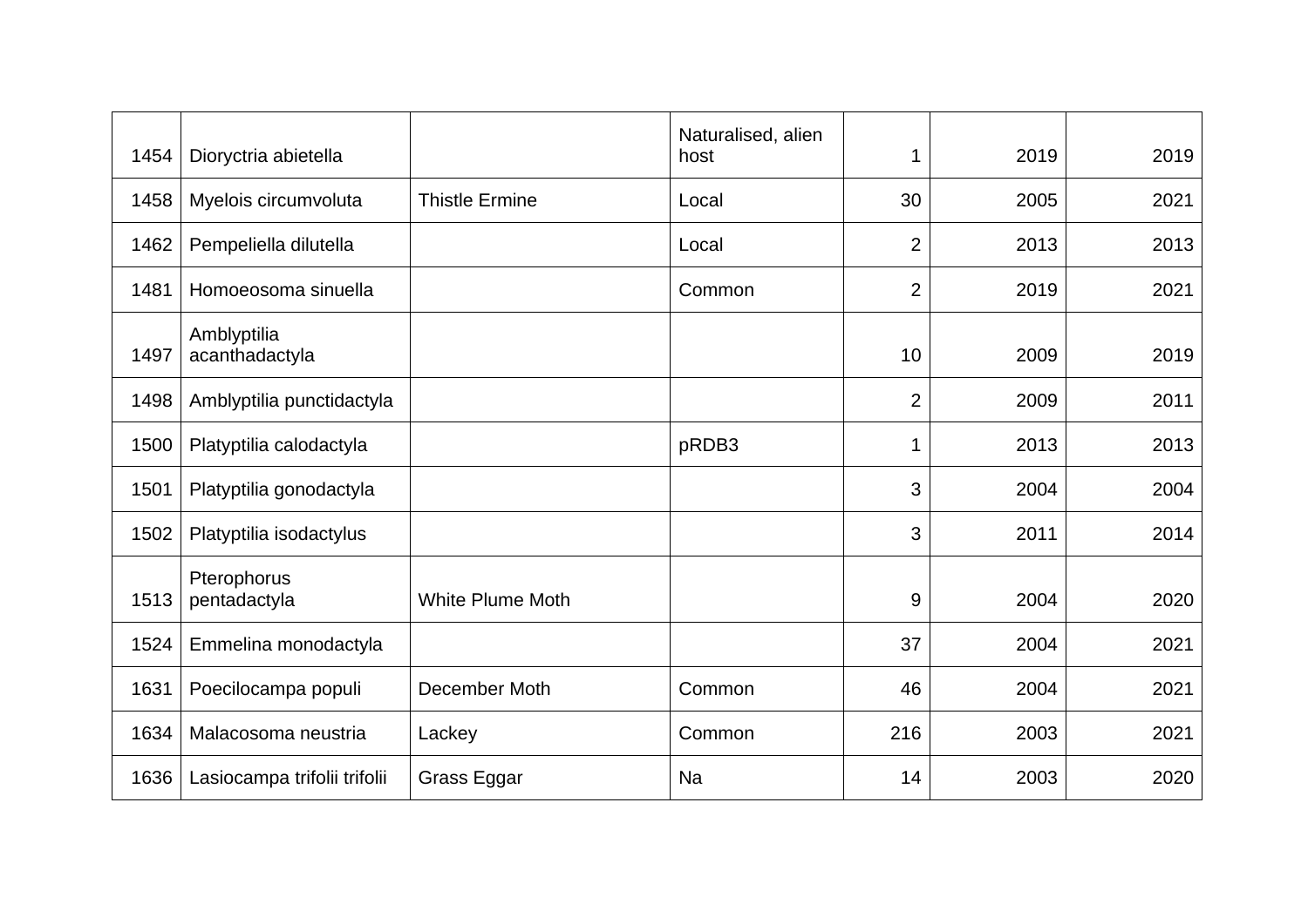| | | | | | | |
|---|---|---|---|---|---|---|
| 1454 | Dioryctria abietella | | Naturalised, alien host | 1 | 2019 | 2019 |
| 1458 | Myelois circumvoluta | Thistle Ermine | Local | 30 | 2005 | 2021 |
| 1462 | Pempeliella dilutella | | Local | 2 | 2013 | 2013 |
| 1481 | Homoeosoma sinuella | | Common | 2 | 2019 | 2021 |
| 1497 | Amblyptilia acanthadactyla | | | 10 | 2009 | 2019 |
| 1498 | Amblyptilia punctidactyla | | | 2 | 2009 | 2011 |
| 1500 | Platyptilia calodactyla | | pRDB3 | 1 | 2013 | 2013 |
| 1501 | Platyptilia gonodactyla | | | 3 | 2004 | 2004 |
| 1502 | Platyptilia isodactylus | | | 3 | 2011 | 2014 |
| 1513 | Pterophorus pentadactyla | White Plume Moth | | 9 | 2004 | 2020 |
| 1524 | Emmelina monodactyla | | | 37 | 2004 | 2021 |
| 1631 | Poecilocampa populi | December Moth | Common | 46 | 2004 | 2021 |
| 1634 | Malacosoma neustria | Lackey | Common | 216 | 2003 | 2021 |
| 1636 | Lasiocampa trifolii trifolii | Grass Eggar | Na | 14 | 2003 | 2020 |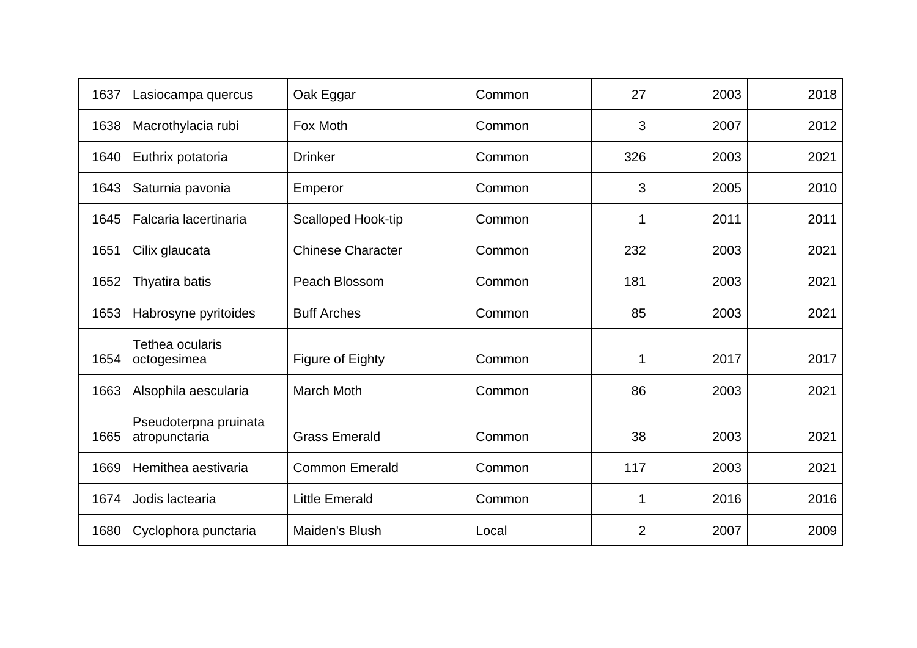| | | | | | | |
|---|---|---|---|---|---|---|
| 1637 | Lasiocampa quercus | Oak Eggar | Common | 27 | 2003 | 2018 |
| 1638 | Macrothylacia rubi | Fox Moth | Common | 3 | 2007 | 2012 |
| 1640 | Euthrix potatoria | Drinker | Common | 326 | 2003 | 2021 |
| 1643 | Saturnia pavonia | Emperor | Common | 3 | 2005 | 2010 |
| 1645 | Falcaria lacertinaria | Scalloped Hook-tip | Common | 1 | 2011 | 2011 |
| 1651 | Cilix glaucata | Chinese Character | Common | 232 | 2003 | 2021 |
| 1652 | Thyatira batis | Peach Blossom | Common | 181 | 2003 | 2021 |
| 1653 | Habrosyne pyritoides | Buff Arches | Common | 85 | 2003 | 2021 |
| 1654 | Tethea ocularis octogesimea | Figure of Eighty | Common | 1 | 2017 | 2017 |
| 1663 | Alsophila aescularia | March Moth | Common | 86 | 2003 | 2021 |
| 1665 | Pseudoterpna pruinata atropunctaria | Grass Emerald | Common | 38 | 2003 | 2021 |
| 1669 | Hemithea aestivaria | Common Emerald | Common | 117 | 2003 | 2021 |
| 1674 | Jodis lactearia | Little Emerald | Common | 1 | 2016 | 2016 |
| 1680 | Cyclophora punctaria | Maiden's Blush | Local | 2 | 2007 | 2009 |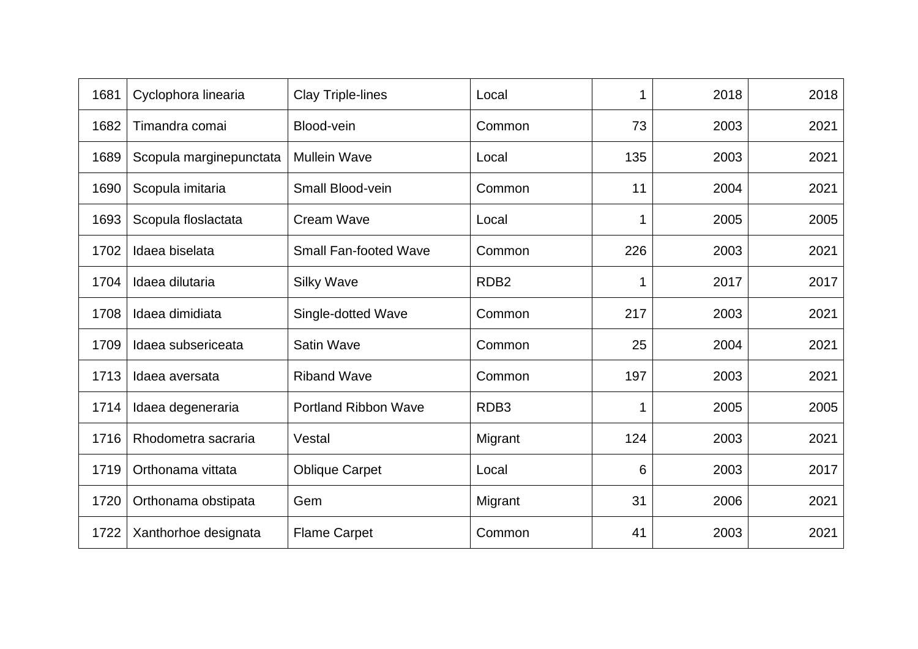| | | | | | | |
|---|---|---|---|---|---|---|
| 1681 | Cyclophora linearia | Clay Triple-lines | Local | 1 | 2018 | 2018 |
| 1682 | Timandra comai | Blood-vein | Common | 73 | 2003 | 2021 |
| 1689 | Scopula marginepunctata | Mullein Wave | Local | 135 | 2003 | 2021 |
| 1690 | Scopula imitaria | Small Blood-vein | Common | 11 | 2004 | 2021 |
| 1693 | Scopula floslactata | Cream Wave | Local | 1 | 2005 | 2005 |
| 1702 | Idaea biselata | Small Fan-footed Wave | Common | 226 | 2003 | 2021 |
| 1704 | Idaea dilutaria | Silky Wave | RDB2 | 1 | 2017 | 2017 |
| 1708 | Idaea dimidiata | Single-dotted Wave | Common | 217 | 2003 | 2021 |
| 1709 | Idaea subsericeata | Satin Wave | Common | 25 | 2004 | 2021 |
| 1713 | Idaea aversata | Riband Wave | Common | 197 | 2003 | 2021 |
| 1714 | Idaea degeneraria | Portland Ribbon Wave | RDB3 | 1 | 2005 | 2005 |
| 1716 | Rhodometra sacraria | Vestal | Migrant | 124 | 2003 | 2021 |
| 1719 | Orthonama vittata | Oblique Carpet | Local | 6 | 2003 | 2017 |
| 1720 | Orthonama obstipata | Gem | Migrant | 31 | 2006 | 2021 |
| 1722 | Xanthorhoe designata | Flame Carpet | Common | 41 | 2003 | 2021 |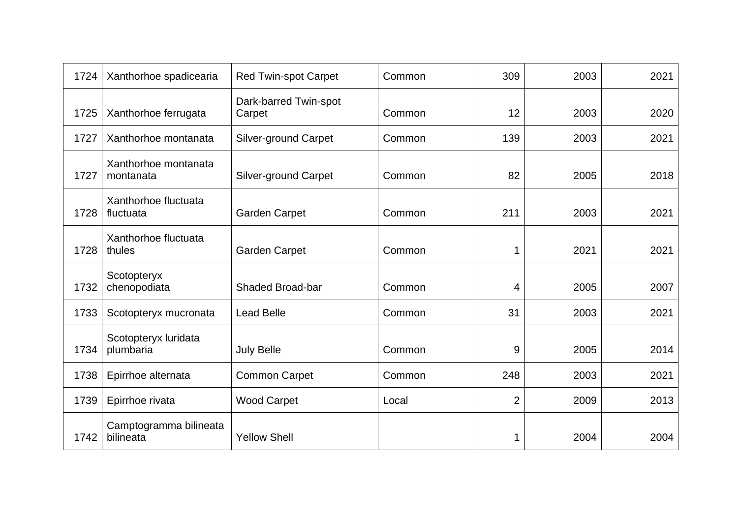| 1724 | Xanthorhoe spadicearia | Red Twin-spot Carpet | Common | 309 | 2003 | 2021 |
|---|---|---|---|---|---|---|
| 1725 | Xanthorhoe ferrugata | Dark-barred Twin-spot Carpet | Common | 12 | 2003 | 2020 |
| 1727 | Xanthorhoe montanata | Silver-ground Carpet | Common | 139 | 2003 | 2021 |
| 1727 | Xanthorhoe montanata montanata | Silver-ground Carpet | Common | 82 | 2005 | 2018 |
| 1728 | Xanthorhoe fluctuata fluctuata | Garden Carpet | Common | 211 | 2003 | 2021 |
| 1728 | Xanthorhoe fluctuata thules | Garden Carpet | Common | 1 | 2021 | 2021 |
| 1732 | Scotopteryx chenopodiata | Shaded Broad-bar | Common | 4 | 2005 | 2007 |
| 1733 | Scotopteryx mucronata | Lead Belle | Common | 31 | 2003 | 2021 |
| 1734 | Scotopteryx luridata plumbaria | July Belle | Common | 9 | 2005 | 2014 |
| 1738 | Epirrhoe alternata | Common Carpet | Common | 248 | 2003 | 2021 |
| 1739 | Epirrhoe rivata | Wood Carpet | Local | 2 | 2009 | 2013 |
| 1742 | Camptogramma bilineata bilineata | Yellow Shell | | 1 | 2004 | 2004 |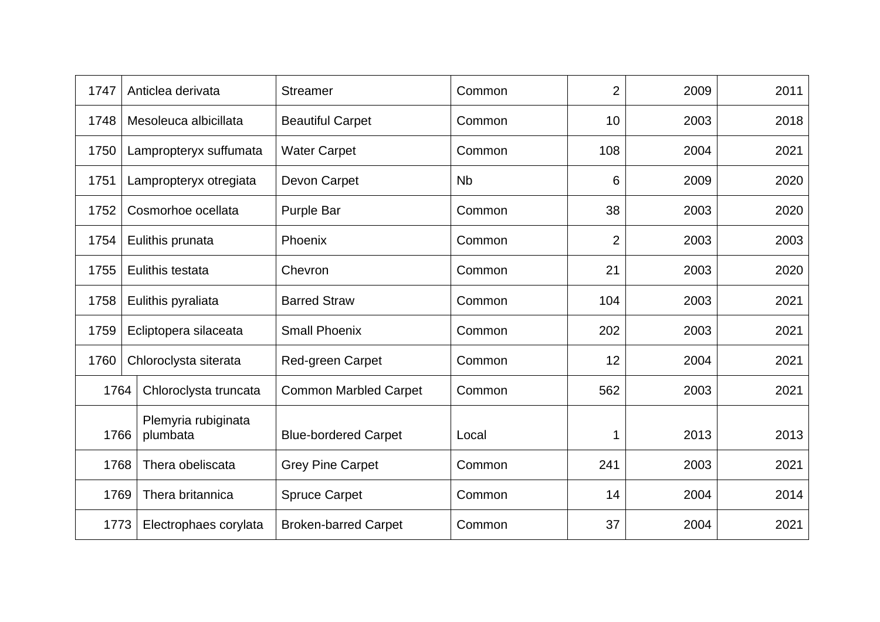| | | | | | | |
|---|---|---|---|---|---|---|
| 1747 | Anticlea derivata | Streamer | Common | 2 | 2009 | 2011 |
| 1748 | Mesoleuca albicillata | Beautiful Carpet | Common | 10 | 2003 | 2018 |
| 1750 | Lampropteryx suffumata | Water Carpet | Common | 108 | 2004 | 2021 |
| 1751 | Lampropteryx otregiata | Devon Carpet | Nb | 6 | 2009 | 2020 |
| 1752 | Cosmorhoe ocellata | Purple Bar | Common | 38 | 2003 | 2020 |
| 1754 | Eulithis prunata | Phoenix | Common | 2 | 2003 | 2003 |
| 1755 | Eulithis testata | Chevron | Common | 21 | 2003 | 2020 |
| 1758 | Eulithis pyraliata | Barred Straw | Common | 104 | 2003 | 2021 |
| 1759 | Ecliptopera silaceata | Small Phoenix | Common | 202 | 2003 | 2021 |
| 1760 | Chloroclysta siterata | Red-green Carpet | Common | 12 | 2004 | 2021 |
| 1764 | Chloroclysta truncata | Common Marbled Carpet | Common | 562 | 2003 | 2021 |
| 1766 | Plemyria rubiginata plumbata | Blue-bordered Carpet | Local | 1 | 2013 | 2013 |
| 1768 | Thera obeliscata | Grey Pine Carpet | Common | 241 | 2003 | 2021 |
| 1769 | Thera britannica | Spruce Carpet | Common | 14 | 2004 | 2014 |
| 1773 | Electrophaes corylata | Broken-barred Carpet | Common | 37 | 2004 | 2021 |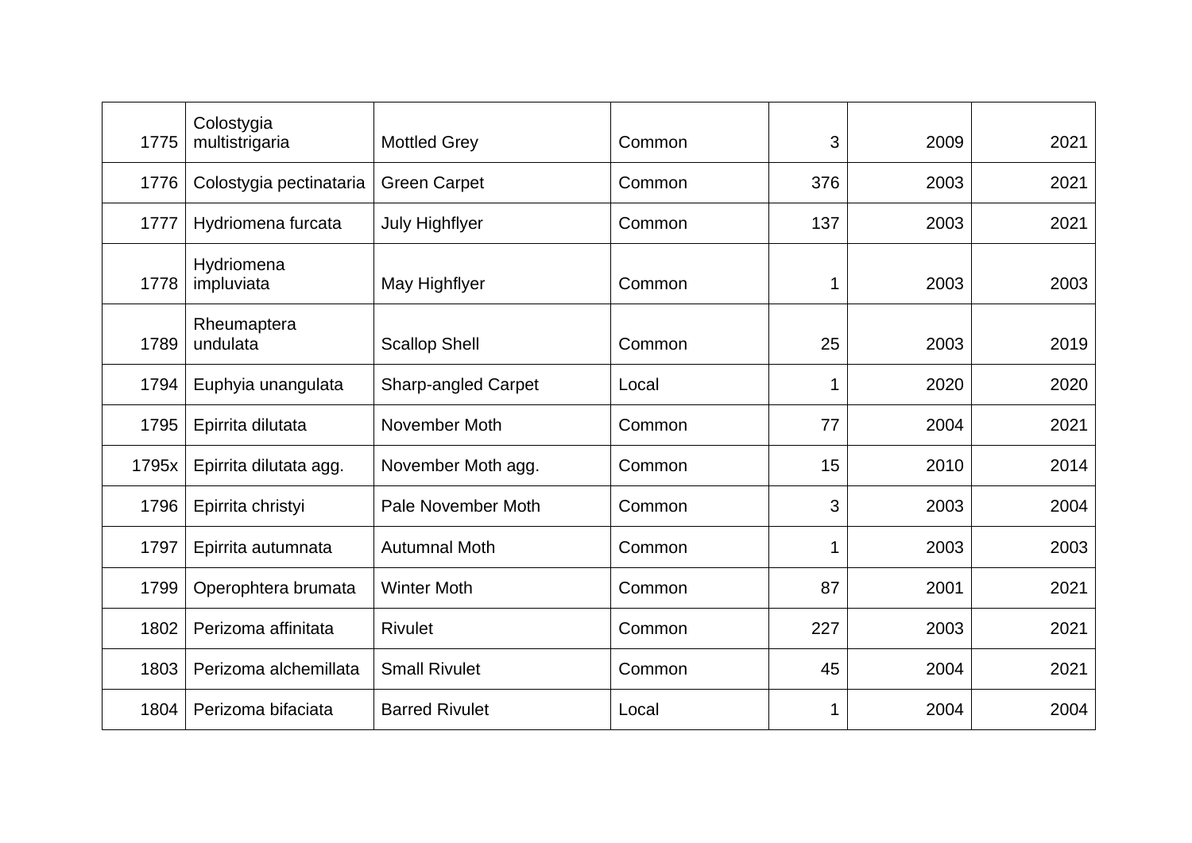| | | | | | | |
|---|---|---|---|---|---|---|
| 1775 | Colostygia multistrigaria | Mottled Grey | Common | 3 | 2009 | 2021 |
| 1776 | Colostygia pectinataria | Green Carpet | Common | 376 | 2003 | 2021 |
| 1777 | Hydriomena furcata | July Highflyer | Common | 137 | 2003 | 2021 |
| 1778 | Hydriomena impluviata | May Highflyer | Common | 1 | 2003 | 2003 |
| 1789 | Rheumaptera undulata | Scallop Shell | Common | 25 | 2003 | 2019 |
| 1794 | Euphyia unangulata | Sharp-angled Carpet | Local | 1 | 2020 | 2020 |
| 1795 | Epirrita dilutata | November Moth | Common | 77 | 2004 | 2021 |
| 1795x | Epirrita dilutata agg. | November Moth agg. | Common | 15 | 2010 | 2014 |
| 1796 | Epirrita christyi | Pale November Moth | Common | 3 | 2003 | 2004 |
| 1797 | Epirrita autumnata | Autumnal Moth | Common | 1 | 2003 | 2003 |
| 1799 | Operophtera brumata | Winter Moth | Common | 87 | 2001 | 2021 |
| 1802 | Perizoma affinitata | Rivulet | Common | 227 | 2003 | 2021 |
| 1803 | Perizoma alchemillata | Small Rivulet | Common | 45 | 2004 | 2021 |
| 1804 | Perizoma bifaciata | Barred Rivulet | Local | 1 | 2004 | 2004 |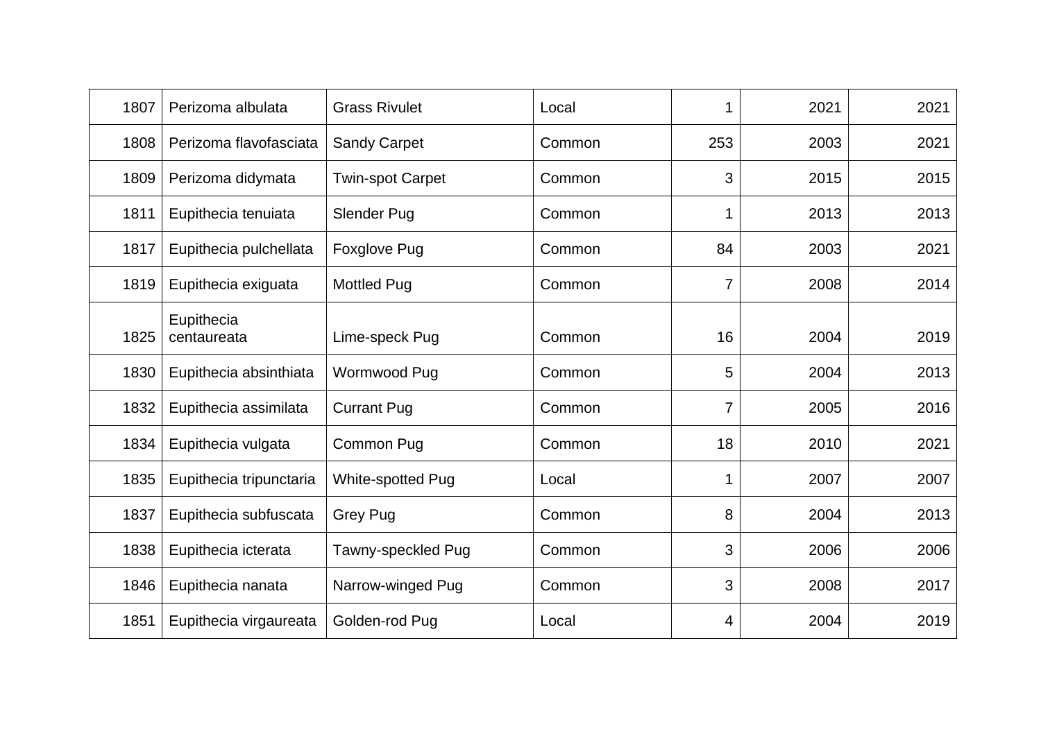| | | | | | | |
|---|---|---|---|---|---|---|
| 1807 | Perizoma albulata | Grass Rivulet | Local | 1 | 2021 | 2021 |
| 1808 | Perizoma flavofasciata | Sandy Carpet | Common | 253 | 2003 | 2021 |
| 1809 | Perizoma didymata | Twin-spot Carpet | Common | 3 | 2015 | 2015 |
| 1811 | Eupithecia tenuiata | Slender Pug | Common | 1 | 2013 | 2013 |
| 1817 | Eupithecia pulchellata | Foxglove Pug | Common | 84 | 2003 | 2021 |
| 1819 | Eupithecia exiguata | Mottled Pug | Common | 7 | 2008 | 2014 |
| 1825 | Eupithecia centaureata | Lime-speck Pug | Common | 16 | 2004 | 2019 |
| 1830 | Eupithecia absinthiata | Wormwood Pug | Common | 5 | 2004 | 2013 |
| 1832 | Eupithecia assimilata | Currant Pug | Common | 7 | 2005 | 2016 |
| 1834 | Eupithecia vulgata | Common Pug | Common | 18 | 2010 | 2021 |
| 1835 | Eupithecia tripunctaria | White-spotted Pug | Local | 1 | 2007 | 2007 |
| 1837 | Eupithecia subfuscata | Grey Pug | Common | 8 | 2004 | 2013 |
| 1838 | Eupithecia icterata | Tawny-speckled Pug | Common | 3 | 2006 | 2006 |
| 1846 | Eupithecia nanata | Narrow-winged Pug | Common | 3 | 2008 | 2017 |
| 1851 | Eupithecia virgaureata | Golden-rod Pug | Local | 4 | 2004 | 2019 |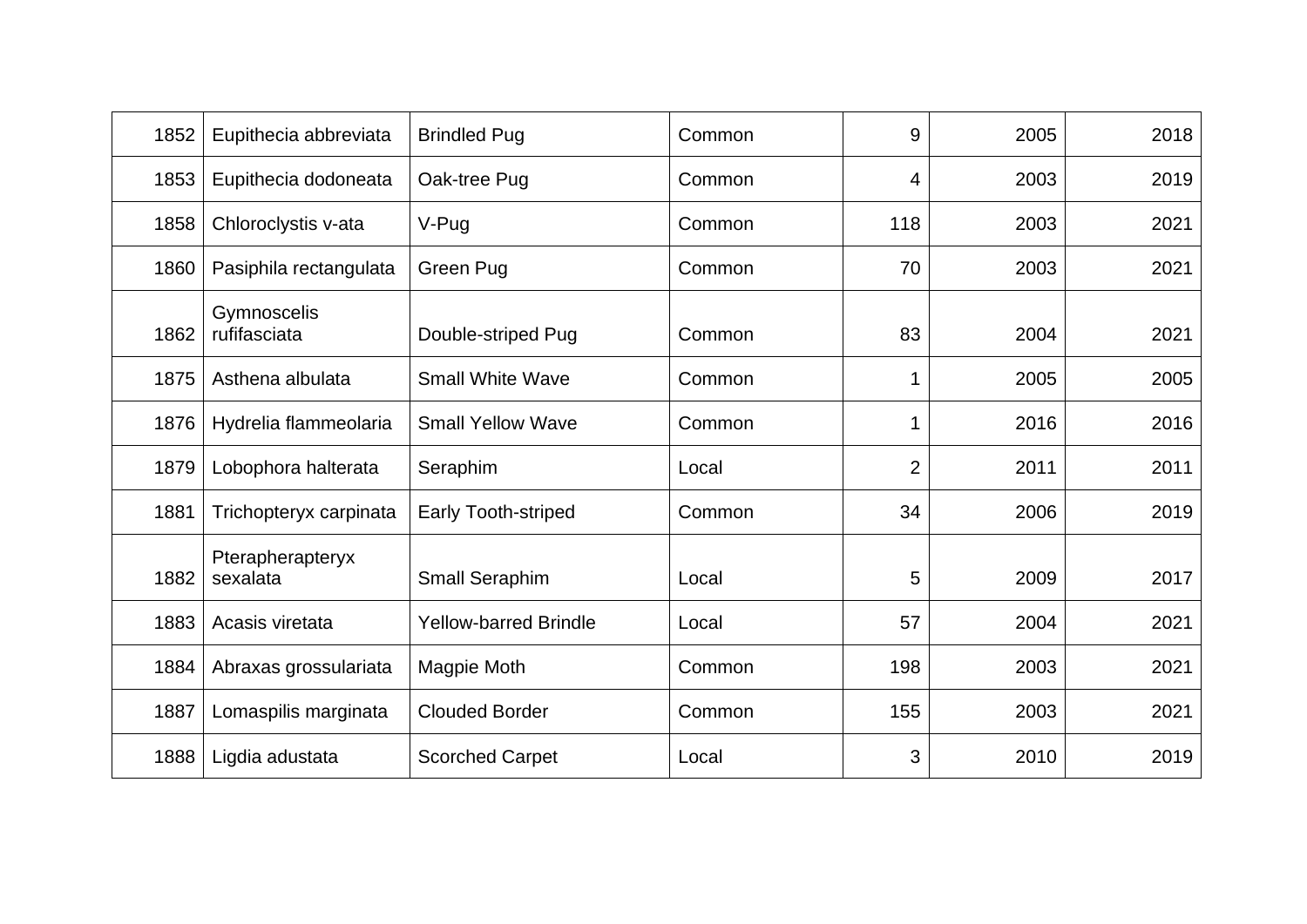| | | | | | | |
|---|---|---|---|---|---|---|
| 1852 | Eupithecia abbreviata | Brindled Pug | Common | 9 | 2005 | 2018 |
| 1853 | Eupithecia dodoneata | Oak-tree Pug | Common | 4 | 2003 | 2019 |
| 1858 | Chloroclystis v-ata | V-Pug | Common | 118 | 2003 | 2021 |
| 1860 | Pasiphila rectangulata | Green Pug | Common | 70 | 2003 | 2021 |
| 1862 | Gymnoscelis rufifasciata | Double-striped Pug | Common | 83 | 2004 | 2021 |
| 1875 | Asthena albulata | Small White Wave | Common | 1 | 2005 | 2005 |
| 1876 | Hydrelia flammeolaria | Small Yellow Wave | Common | 1 | 2016 | 2016 |
| 1879 | Lobophora halterata | Seraphim | Local | 2 | 2011 | 2011 |
| 1881 | Trichopteryx carpinata | Early Tooth-striped | Common | 34 | 2006 | 2019 |
| 1882 | Pterapherapteryx sexalata | Small Seraphim | Local | 5 | 2009 | 2017 |
| 1883 | Acasis viretata | Yellow-barred Brindle | Local | 57 | 2004 | 2021 |
| 1884 | Abraxas grossulariata | Magpie Moth | Common | 198 | 2003 | 2021 |
| 1887 | Lomaspilis marginata | Clouded Border | Common | 155 | 2003 | 2021 |
| 1888 | Ligdia adustata | Scorched Carpet | Local | 3 | 2010 | 2019 |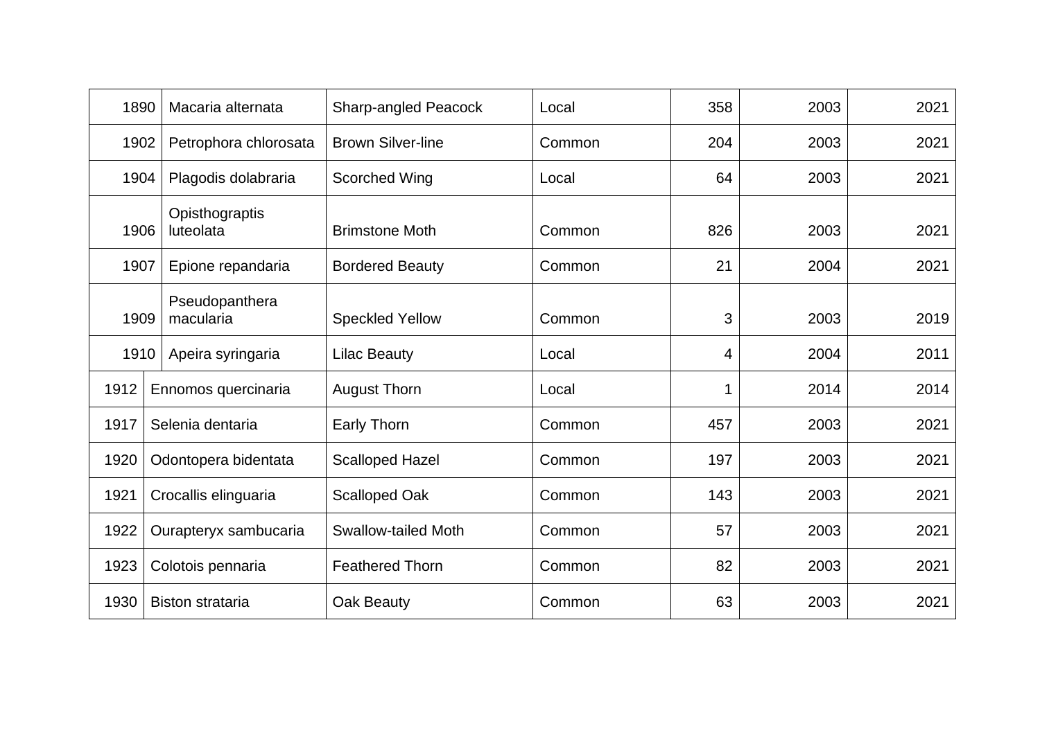| 1890 | Macaria alternata | Sharp-angled Peacock | Local | 358 | 2003 | 2021 |
|---|---|---|---|---|---|---|
| 1902 | Petrophora chlorosata | Brown Silver-line | Common | 204 | 2003 | 2021 |
| 1904 | Plagodis dolabraria | Scorched Wing | Local | 64 | 2003 | 2021 |
| 1906 | Opisthograptis luteolata | Brimstone Moth | Common | 826 | 2003 | 2021 |
| 1907 | Epione repandaria | Bordered Beauty | Common | 21 | 2004 | 2021 |
| 1909 | Pseudopanthera macularia | Speckled Yellow | Common | 3 | 2003 | 2019 |
| 1910 | Apeira syringaria | Lilac Beauty | Local | 4 | 2004 | 2011 |
| 1912 | Ennomos quercinaria | August Thorn | Local | 1 | 2014 | 2014 |
| 1917 | Selenia dentaria | Early Thorn | Common | 457 | 2003 | 2021 |
| 1920 | Odontopera bidentata | Scalloped Hazel | Common | 197 | 2003 | 2021 |
| 1921 | Crocallis elinguaria | Scalloped Oak | Common | 143 | 2003 | 2021 |
| 1922 | Ourapteryx sambucaria | Swallow-tailed Moth | Common | 57 | 2003 | 2021 |
| 1923 | Colotois pennaria | Feathered Thorn | Common | 82 | 2003 | 2021 |
| 1930 | Biston strataria | Oak Beauty | Common | 63 | 2003 | 2021 |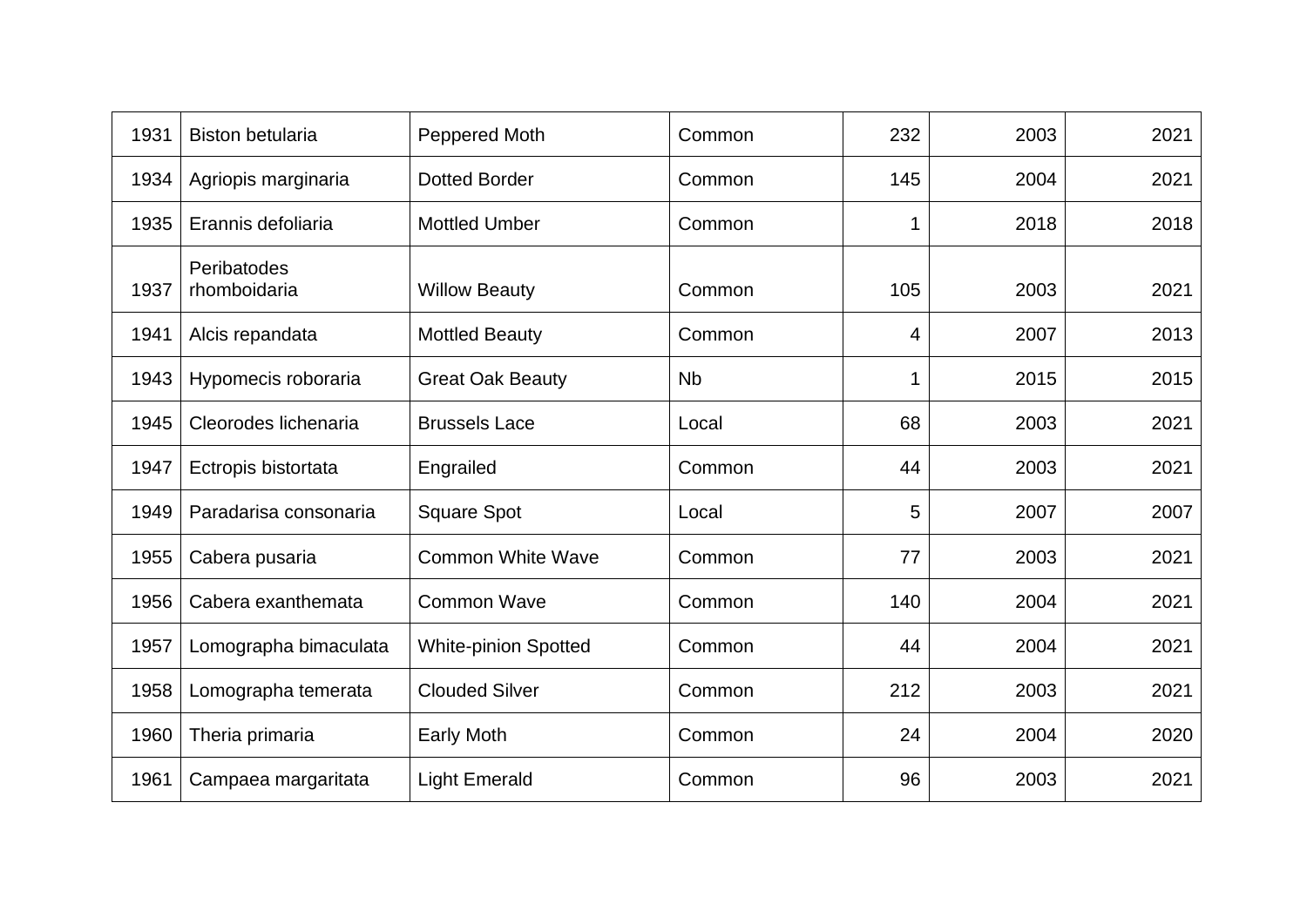| 1931 | Biston betularia | Peppered Moth | Common | 232 | 2003 | 2021 |
|---|---|---|---|---|---|---|
| 1934 | Agriopis marginaria | Dotted Border | Common | 145 | 2004 | 2021 |
| 1935 | Erannis defoliaria | Mottled Umber | Common | 1 | 2018 | 2018 |
| 1937 | Peribatodes rhomboidaria | Willow Beauty | Common | 105 | 2003 | 2021 |
| 1941 | Alcis repandata | Mottled Beauty | Common | 4 | 2007 | 2013 |
| 1943 | Hypomecis roboraria | Great Oak Beauty | Nb | 1 | 2015 | 2015 |
| 1945 | Cleorodes lichenaria | Brussels Lace | Local | 68 | 2003 | 2021 |
| 1947 | Ectropis bistortata | Engrailed | Common | 44 | 2003 | 2021 |
| 1949 | Paradarisa consonaria | Square Spot | Local | 5 | 2007 | 2007 |
| 1955 | Cabera pusaria | Common White Wave | Common | 77 | 2003 | 2021 |
| 1956 | Cabera exanthemata | Common Wave | Common | 140 | 2004 | 2021 |
| 1957 | Lomographa bimaculata | White-pinion Spotted | Common | 44 | 2004 | 2021 |
| 1958 | Lomographa temerata | Clouded Silver | Common | 212 | 2003 | 2021 |
| 1960 | Theria primaria | Early Moth | Common | 24 | 2004 | 2020 |
| 1961 | Campaea margaritata | Light Emerald | Common | 96 | 2003 | 2021 |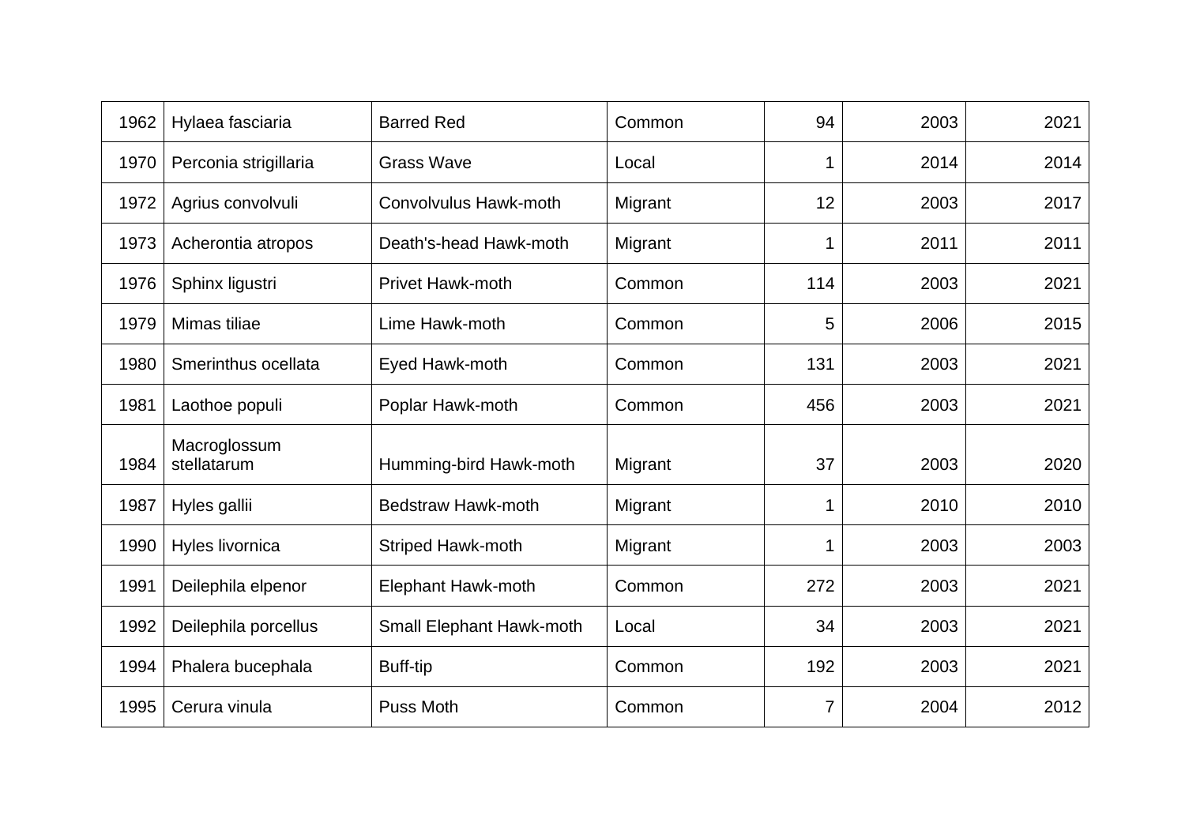| | | | | | | |
|---|---|---|---|---|---|---|
| 1962 | Hylaea fasciaria | Barred Red | Common | 94 | 2003 | 2021 |
| 1970 | Perconia strigillaria | Grass Wave | Local | 1 | 2014 | 2014 |
| 1972 | Agrius convolvuli | Convolvulus Hawk-moth | Migrant | 12 | 2003 | 2017 |
| 1973 | Acherontia atropos | Death's-head Hawk-moth | Migrant | 1 | 2011 | 2011 |
| 1976 | Sphinx ligustri | Privet Hawk-moth | Common | 114 | 2003 | 2021 |
| 1979 | Mimas tiliae | Lime Hawk-moth | Common | 5 | 2006 | 2015 |
| 1980 | Smerinthus ocellata | Eyed Hawk-moth | Common | 131 | 2003 | 2021 |
| 1981 | Laothoe populi | Poplar Hawk-moth | Common | 456 | 2003 | 2021 |
| 1984 | Macroglossum stellatarum | Humming-bird Hawk-moth | Migrant | 37 | 2003 | 2020 |
| 1987 | Hyles gallii | Bedstraw Hawk-moth | Migrant | 1 | 2010 | 2010 |
| 1990 | Hyles livornica | Striped Hawk-moth | Migrant | 1 | 2003 | 2003 |
| 1991 | Deilephila elpenor | Elephant Hawk-moth | Common | 272 | 2003 | 2021 |
| 1992 | Deilephila porcellus | Small Elephant Hawk-moth | Local | 34 | 2003 | 2021 |
| 1994 | Phalera bucephala | Buff-tip | Common | 192 | 2003 | 2021 |
| 1995 | Cerura vinula | Puss Moth | Common | 7 | 2004 | 2012 |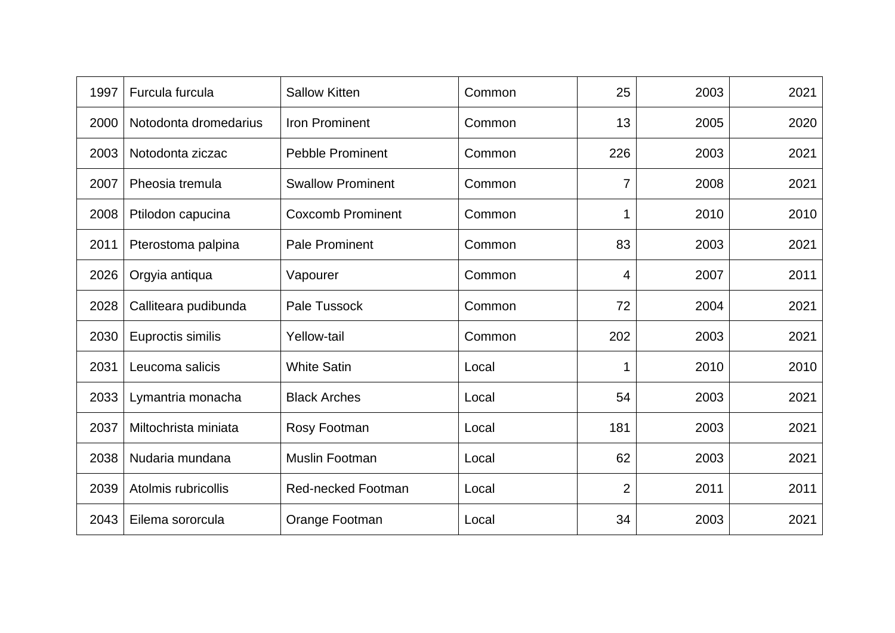| | | | | | | |
|---|---|---|---|---|---|---|
| 1997 | Furcula furcula | Sallow Kitten | Common | 25 | 2003 | 2021 |
| 2000 | Notodonta dromedarius | Iron Prominent | Common | 13 | 2005 | 2020 |
| 2003 | Notodonta ziczac | Pebble Prominent | Common | 226 | 2003 | 2021 |
| 2007 | Pheosia tremula | Swallow Prominent | Common | 7 | 2008 | 2021 |
| 2008 | Ptilodon capucina | Coxcomb Prominent | Common | 1 | 2010 | 2010 |
| 2011 | Pterostoma palpina | Pale Prominent | Common | 83 | 2003 | 2021 |
| 2026 | Orgyia antiqua | Vapourer | Common | 4 | 2007 | 2011 |
| 2028 | Calliteara pudibunda | Pale Tussock | Common | 72 | 2004 | 2021 |
| 2030 | Euproctis similis | Yellow-tail | Common | 202 | 2003 | 2021 |
| 2031 | Leucoma salicis | White Satin | Local | 1 | 2010 | 2010 |
| 2033 | Lymantria monacha | Black Arches | Local | 54 | 2003 | 2021 |
| 2037 | Miltochrista miniata | Rosy Footman | Local | 181 | 2003 | 2021 |
| 2038 | Nudaria mundana | Muslin Footman | Local | 62 | 2003 | 2021 |
| 2039 | Atolmis rubricollis | Red-necked Footman | Local | 2 | 2011 | 2011 |
| 2043 | Eilema sororcula | Orange Footman | Local | 34 | 2003 | 2021 |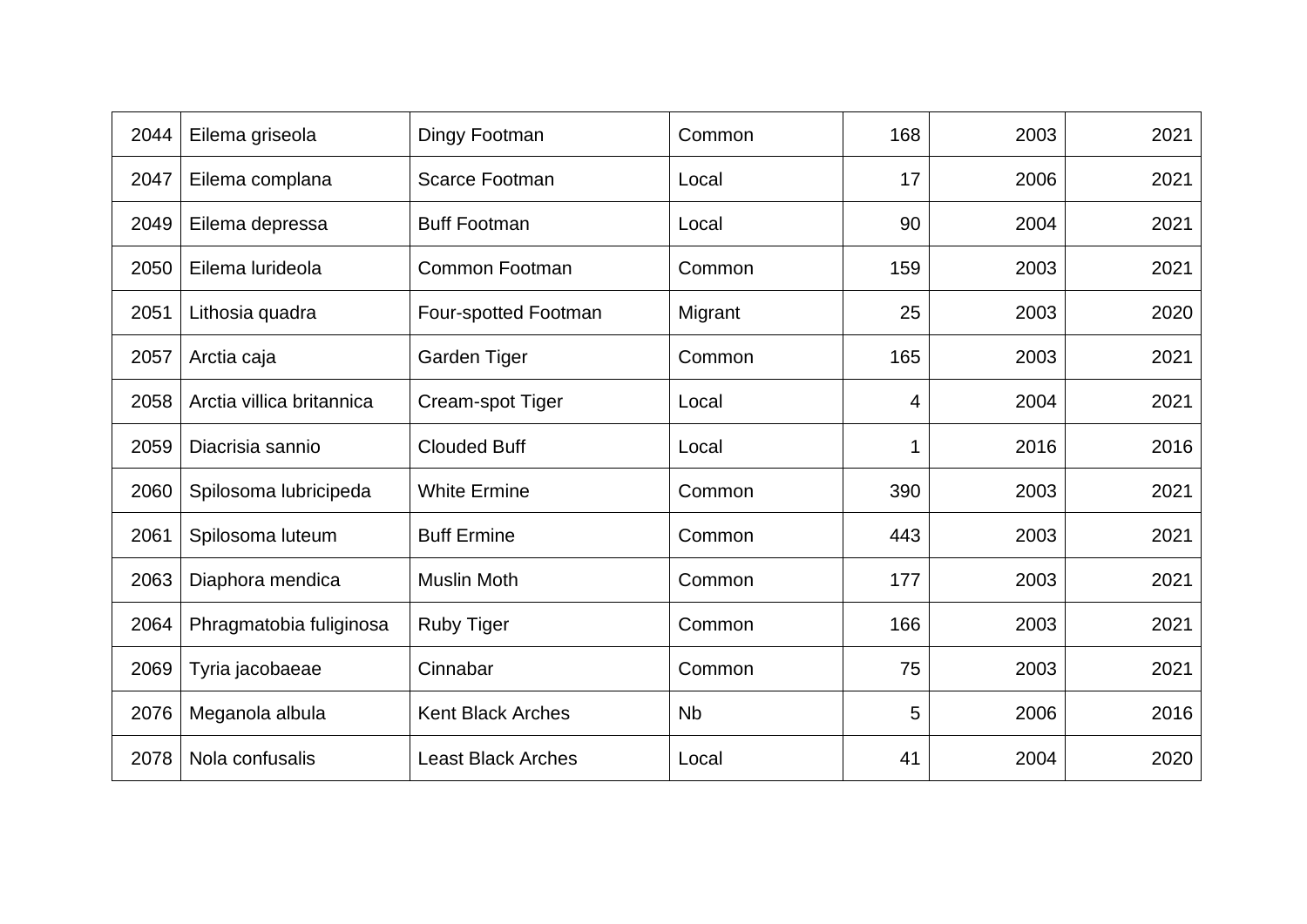| | | | | | | |
|---|---|---|---|---|---|---|
| 2044 | Eilema griseola | Dingy Footman | Common | 168 | 2003 | 2021 |
| 2047 | Eilema complana | Scarce Footman | Local | 17 | 2006 | 2021 |
| 2049 | Eilema depressa | Buff Footman | Local | 90 | 2004 | 2021 |
| 2050 | Eilema lurideola | Common Footman | Common | 159 | 2003 | 2021 |
| 2051 | Lithosia quadra | Four-spotted Footman | Migrant | 25 | 2003 | 2020 |
| 2057 | Arctia caja | Garden Tiger | Common | 165 | 2003 | 2021 |
| 2058 | Arctia villica britannica | Cream-spot Tiger | Local | 4 | 2004 | 2021 |
| 2059 | Diacrisia sannio | Clouded Buff | Local | 1 | 2016 | 2016 |
| 2060 | Spilosoma lubricipeda | White Ermine | Common | 390 | 2003 | 2021 |
| 2061 | Spilosoma luteum | Buff Ermine | Common | 443 | 2003 | 2021 |
| 2063 | Diaphora mendica | Muslin Moth | Common | 177 | 2003 | 2021 |
| 2064 | Phragmatobia fuliginosa | Ruby Tiger | Common | 166 | 2003 | 2021 |
| 2069 | Tyria jacobaeae | Cinnabar | Common | 75 | 2003 | 2021 |
| 2076 | Meganola albula | Kent Black Arches | Nb | 5 | 2006 | 2016 |
| 2078 | Nola confusalis | Least Black Arches | Local | 41 | 2004 | 2020 |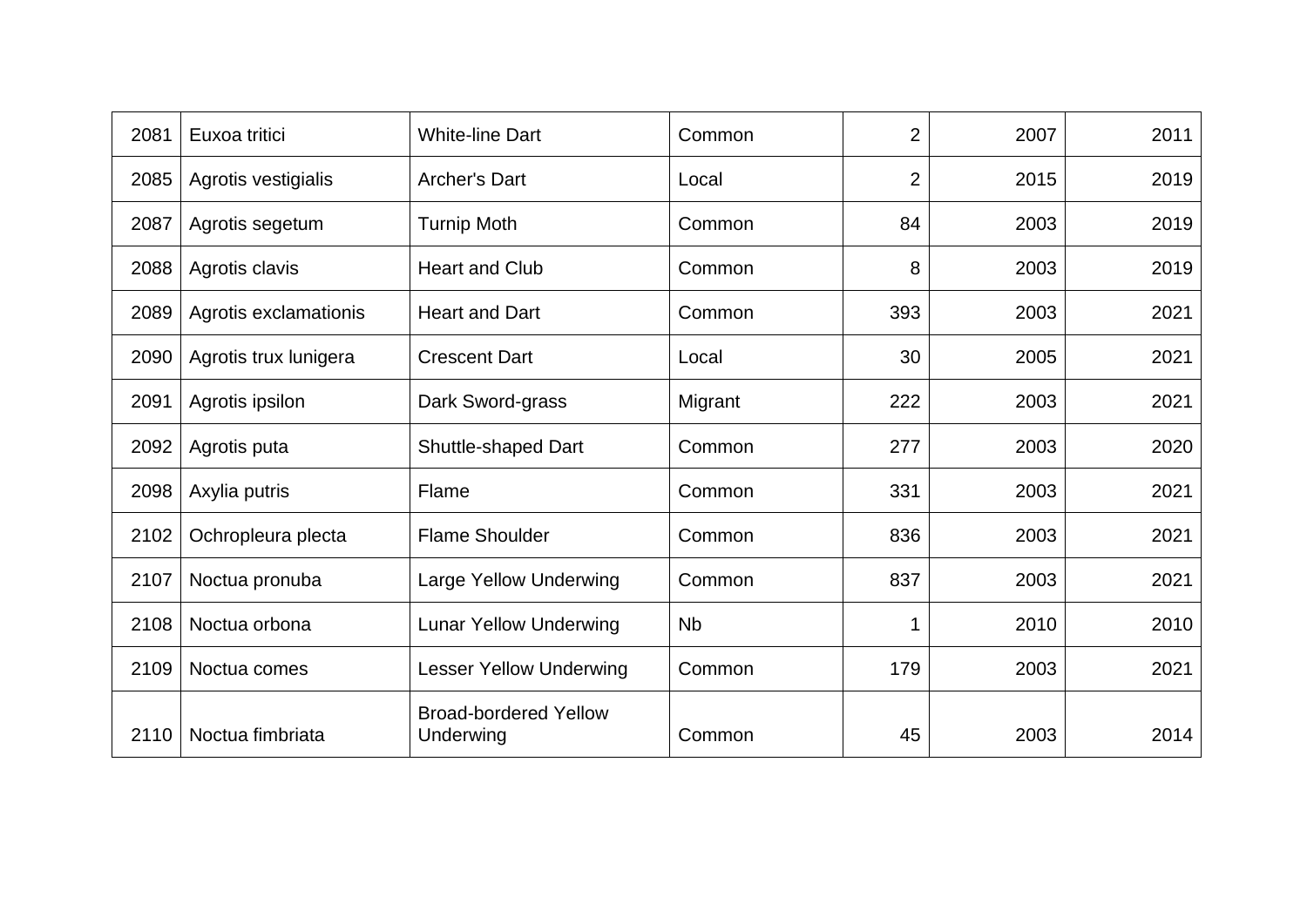| | | | | | | |
|---|---|---|---|---|---|---|
| 2081 | Euxoa tritici | White-line Dart | Common | 2 | 2007 | 2011 |
| 2085 | Agrotis vestigialis | Archer's Dart | Local | 2 | 2015 | 2019 |
| 2087 | Agrotis segetum | Turnip Moth | Common | 84 | 2003 | 2019 |
| 2088 | Agrotis clavis | Heart and Club | Common | 8 | 2003 | 2019 |
| 2089 | Agrotis exclamationis | Heart and Dart | Common | 393 | 2003 | 2021 |
| 2090 | Agrotis trux lunigera | Crescent Dart | Local | 30 | 2005 | 2021 |
| 2091 | Agrotis ipsilon | Dark Sword-grass | Migrant | 222 | 2003 | 2021 |
| 2092 | Agrotis puta | Shuttle-shaped Dart | Common | 277 | 2003 | 2020 |
| 2098 | Axylia putris | Flame | Common | 331 | 2003 | 2021 |
| 2102 | Ochropleura plecta | Flame Shoulder | Common | 836 | 2003 | 2021 |
| 2107 | Noctua pronuba | Large Yellow Underwing | Common | 837 | 2003 | 2021 |
| 2108 | Noctua orbona | Lunar Yellow Underwing | Nb | 1 | 2010 | 2010 |
| 2109 | Noctua comes | Lesser Yellow Underwing | Common | 179 | 2003 | 2021 |
| 2110 | Noctua fimbriata | Broad-bordered Yellow Underwing | Common | 45 | 2003 | 2014 |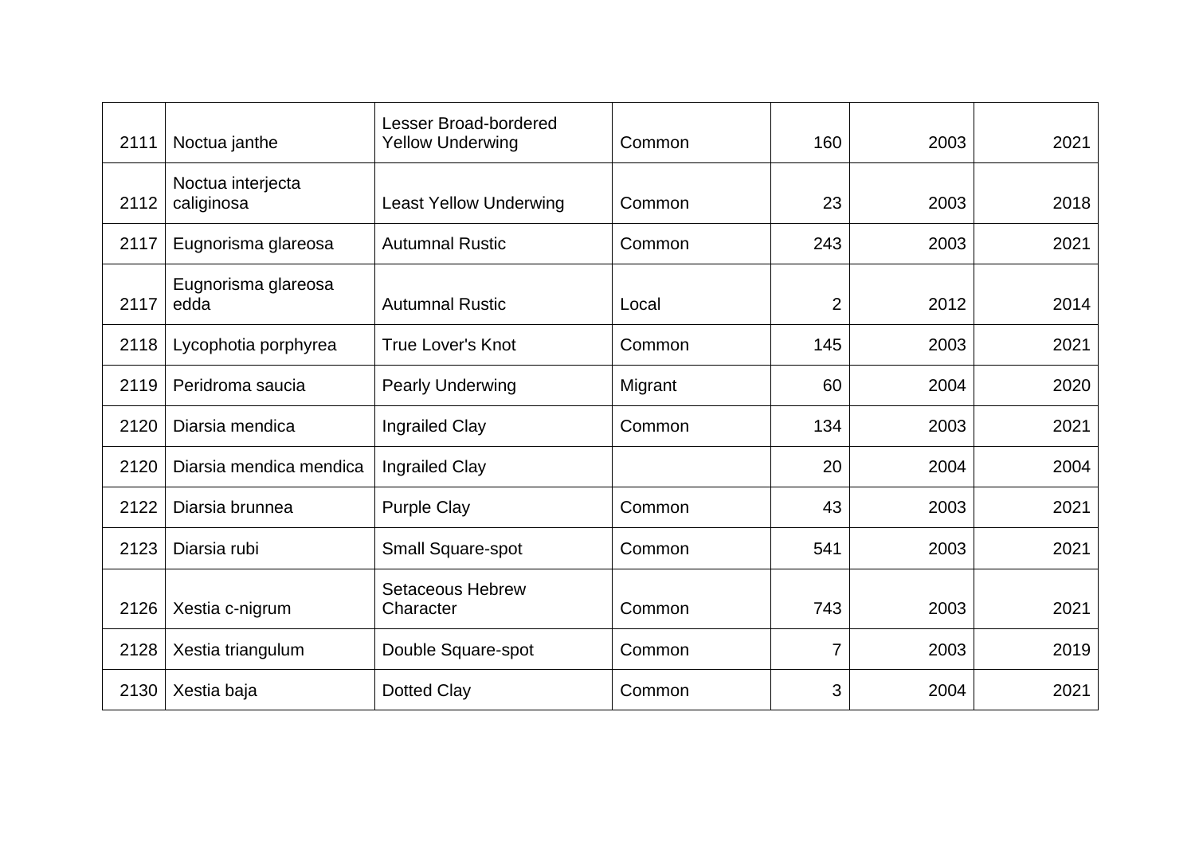| | | | | | | |
|---|---|---|---|---|---|---|
| 2111 | Noctua janthe | Lesser Broad-bordered Yellow Underwing | Common | 160 | 2003 | 2021 |
| 2112 | Noctua interjecta caliginosa | Least Yellow Underwing | Common | 23 | 2003 | 2018 |
| 2117 | Eugnorisma glareosa | Autumnal Rustic | Common | 243 | 2003 | 2021 |
| 2117 | Eugnorisma glareosa edda | Autumnal Rustic | Local | 2 | 2012 | 2014 |
| 2118 | Lycophotia porphyrea | True Lover's Knot | Common | 145 | 2003 | 2021 |
| 2119 | Peridroma saucia | Pearly Underwing | Migrant | 60 | 2004 | 2020 |
| 2120 | Diarsia mendica | Ingrailed Clay | Common | 134 | 2003 | 2021 |
| 2120 | Diarsia mendica mendica | Ingrailed Clay | | 20 | 2004 | 2004 |
| 2122 | Diarsia brunnea | Purple Clay | Common | 43 | 2003 | 2021 |
| 2123 | Diarsia rubi | Small Square-spot | Common | 541 | 2003 | 2021 |
| 2126 | Xestia c-nigrum | Setaceous Hebrew Character | Common | 743 | 2003 | 2021 |
| 2128 | Xestia triangulum | Double Square-spot | Common | 7 | 2003 | 2019 |
| 2130 | Xestia baja | Dotted Clay | Common | 3 | 2004 | 2021 |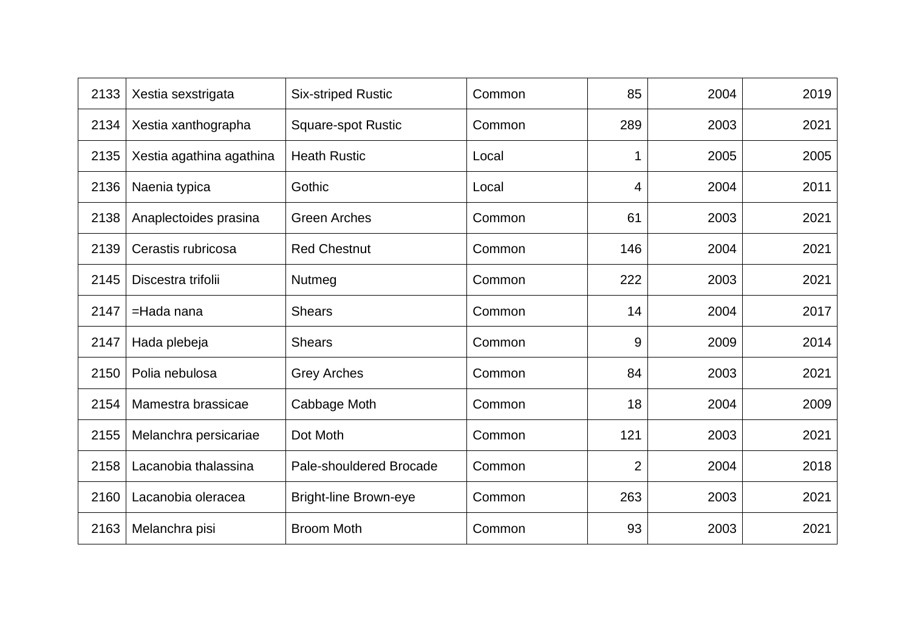| 2133 | Xestia sexstrigata | Six-striped Rustic | Common | 85 | 2004 | 2019 |
|---|---|---|---|---|---|---|
| 2134 | Xestia xanthographa | Square-spot Rustic | Common | 289 | 2003 | 2021 |
| 2135 | Xestia agathina agathina | Heath Rustic | Local | 1 | 2005 | 2005 |
| 2136 | Naenia typica | Gothic | Local | 4 | 2004 | 2011 |
| 2138 | Anaplectoides prasina | Green Arches | Common | 61 | 2003 | 2021 |
| 2139 | Cerastis rubricosa | Red Chestnut | Common | 146 | 2004 | 2021 |
| 2145 | Discestra trifolii | Nutmeg | Common | 222 | 2003 | 2021 |
| 2147 | =Hada nana | Shears | Common | 14 | 2004 | 2017 |
| 2147 | Hada plebeja | Shears | Common | 9 | 2009 | 2014 |
| 2150 | Polia nebulosa | Grey Arches | Common | 84 | 2003 | 2021 |
| 2154 | Mamestra brassicae | Cabbage Moth | Common | 18 | 2004 | 2009 |
| 2155 | Melanchra persicariae | Dot Moth | Common | 121 | 2003 | 2021 |
| 2158 | Lacanobia thalassina | Pale-shouldered Brocade | Common | 2 | 2004 | 2018 |
| 2160 | Lacanobia oleracea | Bright-line Brown-eye | Common | 263 | 2003 | 2021 |
| 2163 | Melanchra pisi | Broom Moth | Common | 93 | 2003 | 2021 |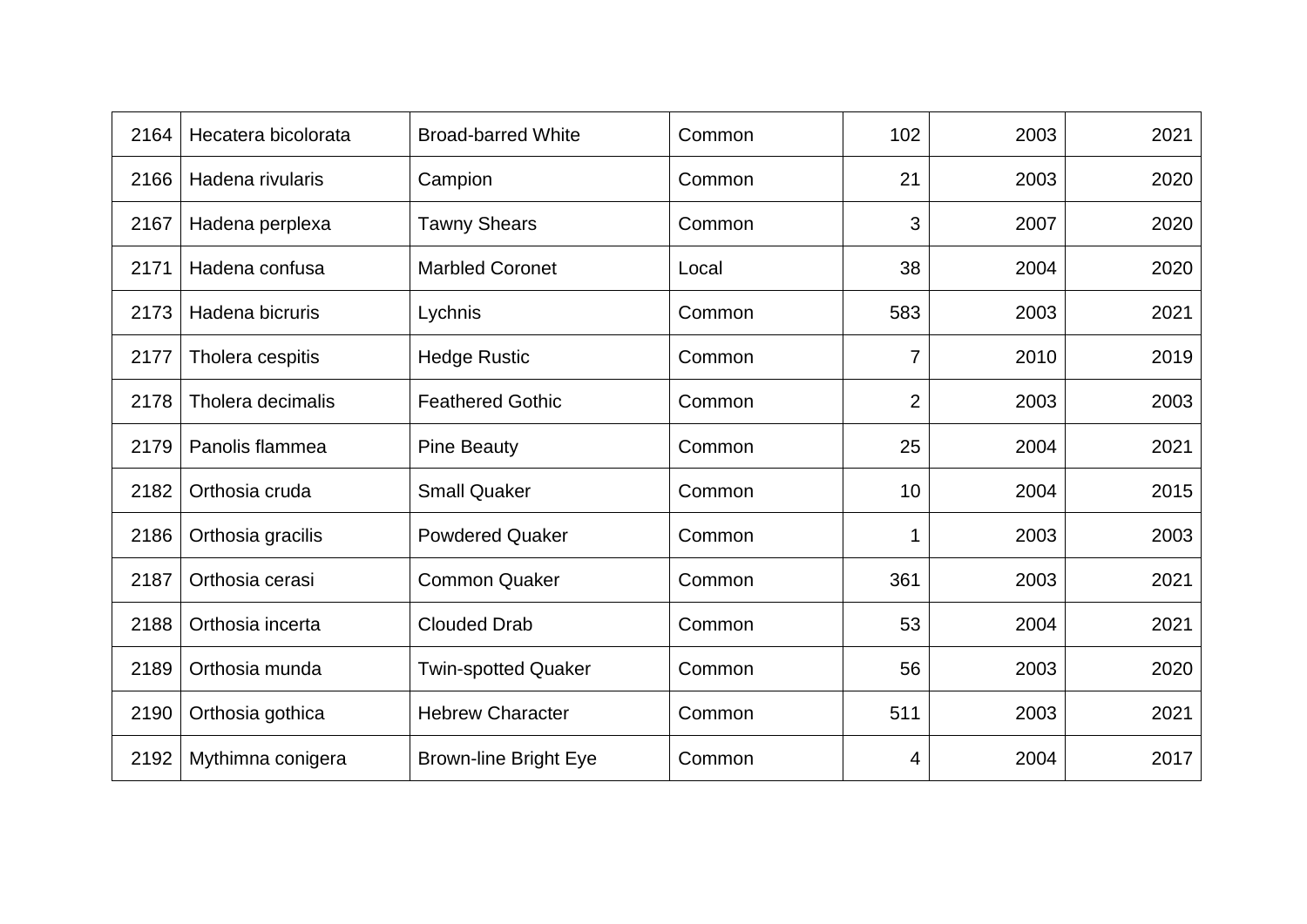| | | | | | | |
|---|---|---|---|---|---|---|
| 2164 | Hecatera bicolorata | Broad-barred White | Common | 102 | 2003 | 2021 |
| 2166 | Hadena rivularis | Campion | Common | 21 | 2003 | 2020 |
| 2167 | Hadena perplexa | Tawny Shears | Common | 3 | 2007 | 2020 |
| 2171 | Hadena confusa | Marbled Coronet | Local | 38 | 2004 | 2020 |
| 2173 | Hadena bicruris | Lychnis | Common | 583 | 2003 | 2021 |
| 2177 | Tholera cespitis | Hedge Rustic | Common | 7 | 2010 | 2019 |
| 2178 | Tholera decimalis | Feathered Gothic | Common | 2 | 2003 | 2003 |
| 2179 | Panolis flammea | Pine Beauty | Common | 25 | 2004 | 2021 |
| 2182 | Orthosia cruda | Small Quaker | Common | 10 | 2004 | 2015 |
| 2186 | Orthosia gracilis | Powdered Quaker | Common | 1 | 2003 | 2003 |
| 2187 | Orthosia cerasi | Common Quaker | Common | 361 | 2003 | 2021 |
| 2188 | Orthosia incerta | Clouded Drab | Common | 53 | 2004 | 2021 |
| 2189 | Orthosia munda | Twin-spotted Quaker | Common | 56 | 2003 | 2020 |
| 2190 | Orthosia gothica | Hebrew Character | Common | 511 | 2003 | 2021 |
| 2192 | Mythimna conigera | Brown-line Bright Eye | Common | 4 | 2004 | 2017 |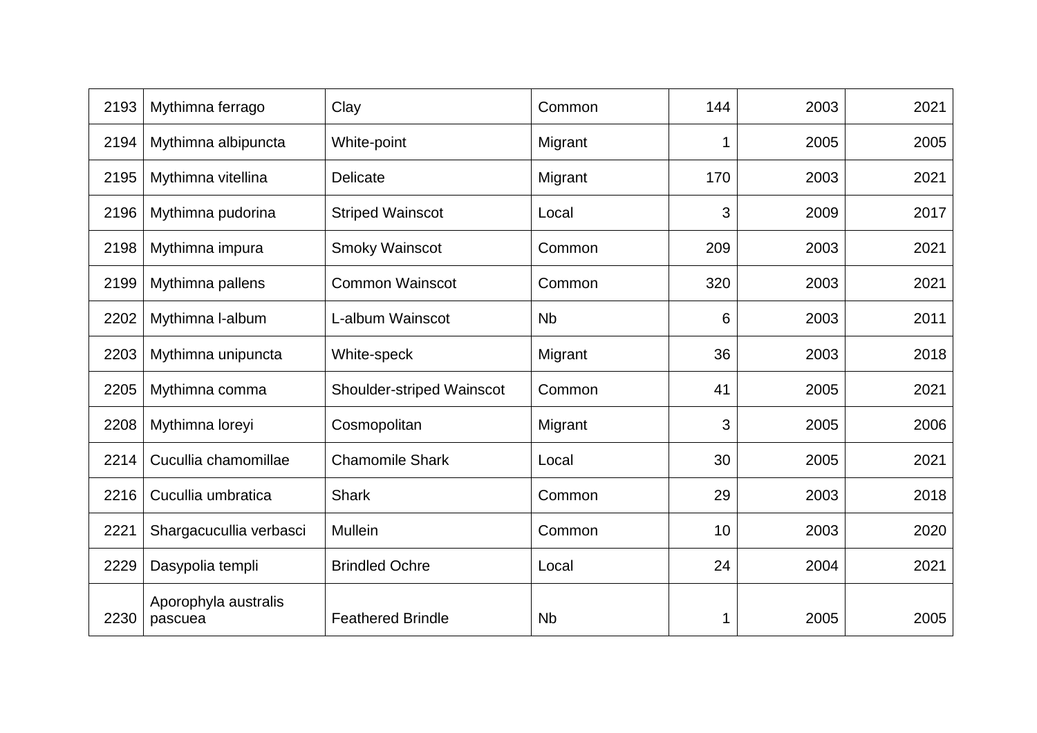| | | | | | | |
|---|---|---|---|---|---|---|
| 2193 | Mythimna ferrago | Clay | Common | 144 | 2003 | 2021 |
| 2194 | Mythimna albipuncta | White-point | Migrant | 1 | 2005 | 2005 |
| 2195 | Mythimna vitellina | Delicate | Migrant | 170 | 2003 | 2021 |
| 2196 | Mythimna pudorina | Striped Wainscot | Local | 3 | 2009 | 2017 |
| 2198 | Mythimna impura | Smoky Wainscot | Common | 209 | 2003 | 2021 |
| 2199 | Mythimna pallens | Common Wainscot | Common | 320 | 2003 | 2021 |
| 2202 | Mythimna l-album | L-album Wainscot | Nb | 6 | 2003 | 2011 |
| 2203 | Mythimna unipuncta | White-speck | Migrant | 36 | 2003 | 2018 |
| 2205 | Mythimna comma | Shoulder-striped Wainscot | Common | 41 | 2005 | 2021 |
| 2208 | Mythimna loreyi | Cosmopolitan | Migrant | 3 | 2005 | 2006 |
| 2214 | Cucullia chamomillae | Chamomile Shark | Local | 30 | 2005 | 2021 |
| 2216 | Cucullia umbratica | Shark | Common | 29 | 2003 | 2018 |
| 2221 | Shargacucullia verbasci | Mullein | Common | 10 | 2003 | 2020 |
| 2229 | Dasypolia templi | Brindled Ochre | Local | 24 | 2004 | 2021 |
| 2230 | Aporophyla australis pascuea | Feathered Brindle | Nb | 1 | 2005 | 2005 |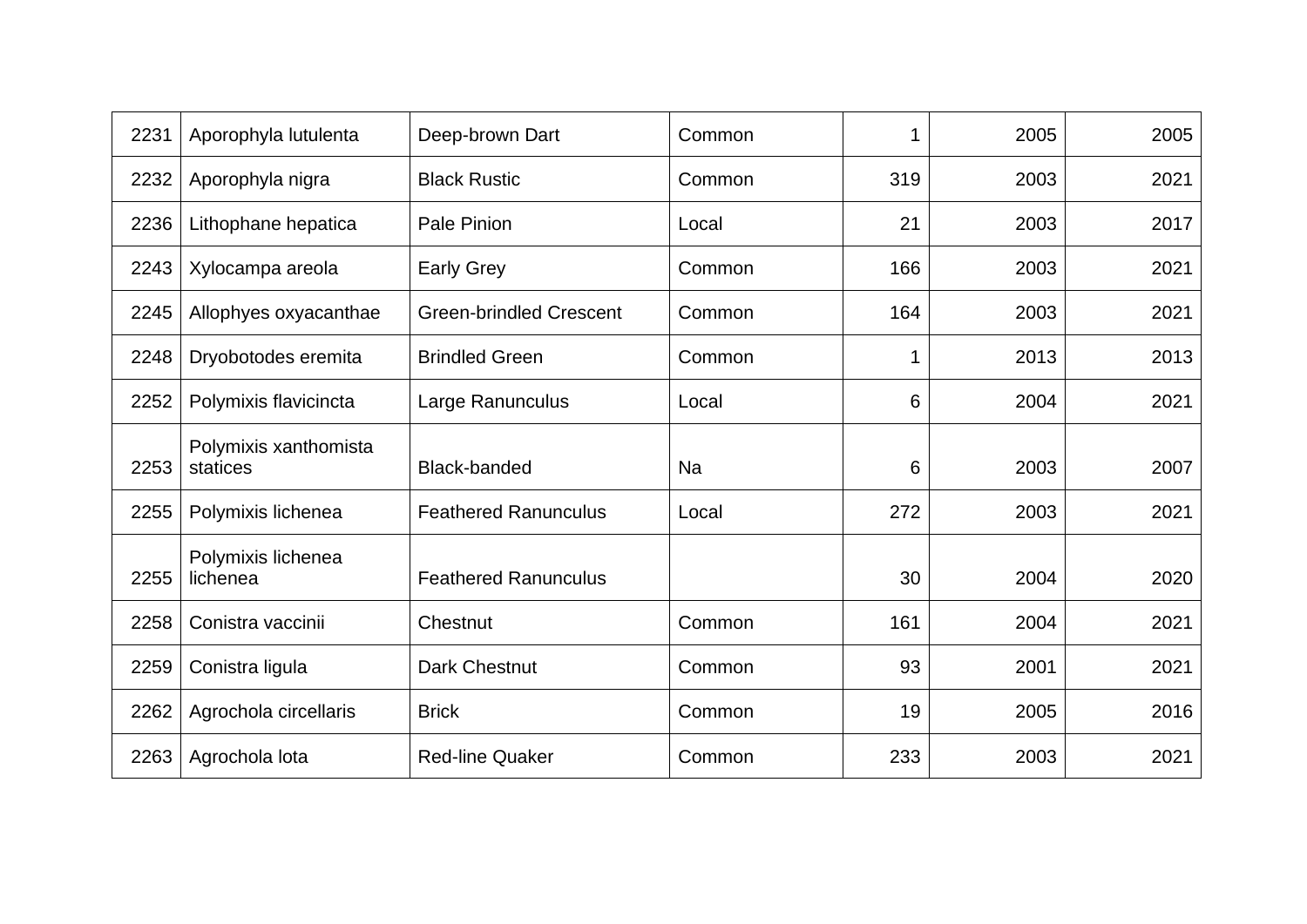| 2231 | Aporophyla lutulenta | Deep-brown Dart | Common | 1 | 2005 | 2005 |
|---|---|---|---|---|---|---|
| 2232 | Aporophyla nigra | Black Rustic | Common | 319 | 2003 | 2021 |
| 2236 | Lithophane hepatica | Pale Pinion | Local | 21 | 2003 | 2017 |
| 2243 | Xylocampa areola | Early Grey | Common | 166 | 2003 | 2021 |
| 2245 | Allophyes oxyacanthae | Green-brindled Crescent | Common | 164 | 2003 | 2021 |
| 2248 | Dryobotodes eremita | Brindled Green | Common | 1 | 2013 | 2013 |
| 2252 | Polymixis flavicincta | Large Ranunculus | Local | 6 | 2004 | 2021 |
| 2253 | Polymixis xanthomista statices | Black-banded | Na | 6 | 2003 | 2007 |
| 2255 | Polymixis lichenea | Feathered Ranunculus | Local | 272 | 2003 | 2021 |
| 2255 | Polymixis lichenea lichenea | Feathered Ranunculus | | 30 | 2004 | 2020 |
| 2258 | Conistra vaccinii | Chestnut | Common | 161 | 2004 | 2021 |
| 2259 | Conistra ligula | Dark Chestnut | Common | 93 | 2001 | 2021 |
| 2262 | Agrochola circellaris | Brick | Common | 19 | 2005 | 2016 |
| 2263 | Agrochola lota | Red-line Quaker | Common | 233 | 2003 | 2021 |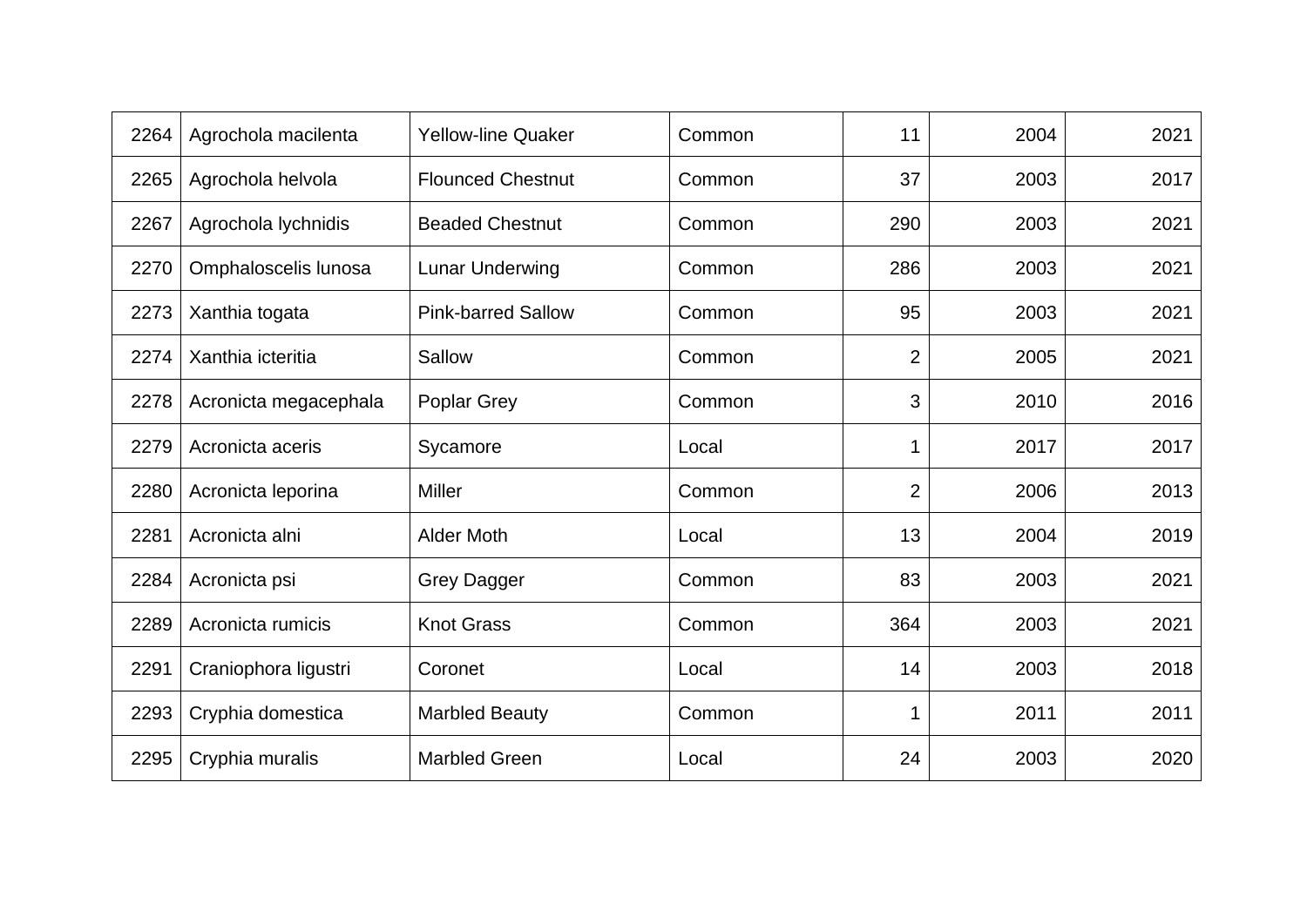| | | | | | | |
|---|---|---|---|---|---|---|
| 2264 | Agrochola macilenta | Yellow-line Quaker | Common | 11 | 2004 | 2021 |
| 2265 | Agrochola helvola | Flounced Chestnut | Common | 37 | 2003 | 2017 |
| 2267 | Agrochola lychnidis | Beaded Chestnut | Common | 290 | 2003 | 2021 |
| 2270 | Omphaloscelis lunosa | Lunar Underwing | Common | 286 | 2003 | 2021 |
| 2273 | Xanthia togata | Pink-barred Sallow | Common | 95 | 2003 | 2021 |
| 2274 | Xanthia icteritia | Sallow | Common | 2 | 2005 | 2021 |
| 2278 | Acronicta megacephala | Poplar Grey | Common | 3 | 2010 | 2016 |
| 2279 | Acronicta aceris | Sycamore | Local | 1 | 2017 | 2017 |
| 2280 | Acronicta leporina | Miller | Common | 2 | 2006 | 2013 |
| 2281 | Acronicta alni | Alder Moth | Local | 13 | 2004 | 2019 |
| 2284 | Acronicta psi | Grey Dagger | Common | 83 | 2003 | 2021 |
| 2289 | Acronicta rumicis | Knot Grass | Common | 364 | 2003 | 2021 |
| 2291 | Craniophora ligustri | Coronet | Local | 14 | 2003 | 2018 |
| 2293 | Cryphia domestica | Marbled Beauty | Common | 1 | 2011 | 2011 |
| 2295 | Cryphia muralis | Marbled Green | Local | 24 | 2003 | 2020 |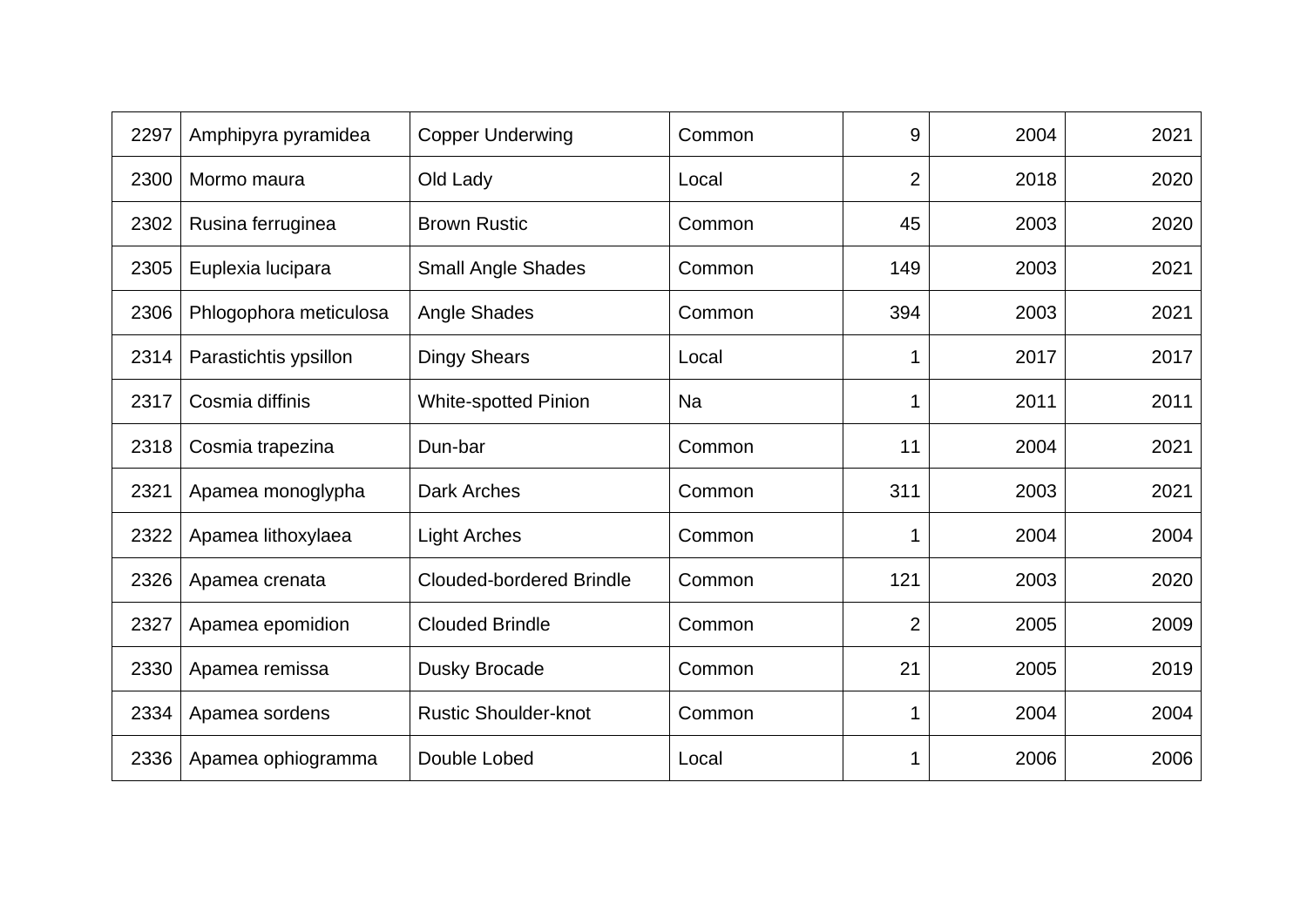| | | | | | | |
|---|---|---|---|---|---|---|
| 2297 | Amphipyra pyramidea | Copper Underwing | Common | 9 | 2004 | 2021 |
| 2300 | Mormo maura | Old Lady | Local | 2 | 2018 | 2020 |
| 2302 | Rusina ferruginea | Brown Rustic | Common | 45 | 2003 | 2020 |
| 2305 | Euplexia lucipara | Small Angle Shades | Common | 149 | 2003 | 2021 |
| 2306 | Phlogophora meticulosa | Angle Shades | Common | 394 | 2003 | 2021 |
| 2314 | Parastichtis ypsillon | Dingy Shears | Local | 1 | 2017 | 2017 |
| 2317 | Cosmia diffinis | White-spotted Pinion | Na | 1 | 2011 | 2011 |
| 2318 | Cosmia trapezina | Dun-bar | Common | 11 | 2004 | 2021 |
| 2321 | Apamea monoglypha | Dark Arches | Common | 311 | 2003 | 2021 |
| 2322 | Apamea lithoxylaea | Light Arches | Common | 1 | 2004 | 2004 |
| 2326 | Apamea crenata | Clouded-bordered Brindle | Common | 121 | 2003 | 2020 |
| 2327 | Apamea epomidion | Clouded Brindle | Common | 2 | 2005 | 2009 |
| 2330 | Apamea remissa | Dusky Brocade | Common | 21 | 2005 | 2019 |
| 2334 | Apamea sordens | Rustic Shoulder-knot | Common | 1 | 2004 | 2004 |
| 2336 | Apamea ophiogramma | Double Lobed | Local | 1 | 2006 | 2006 |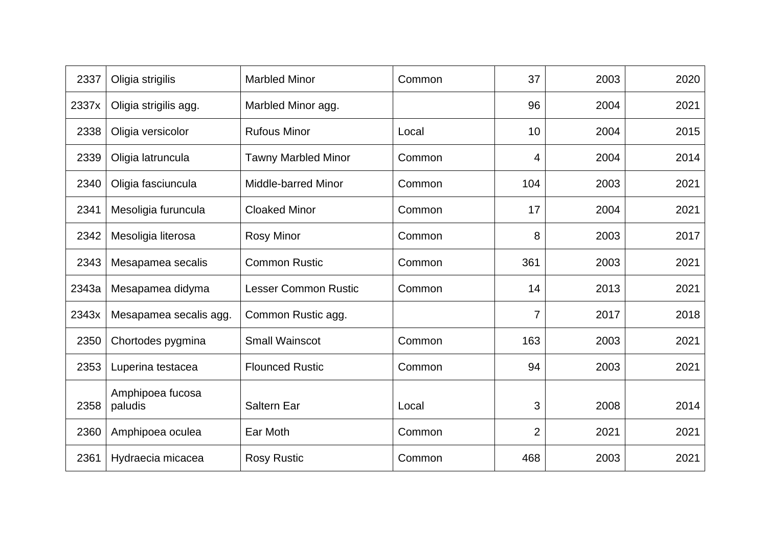| | | | | | | |
|---|---|---|---|---|---|---|
| 2337 | Oligia strigilis | Marbled Minor | Common | 37 | 2003 | 2020 |
| 2337x | Oligia strigilis agg. | Marbled Minor agg. | | 96 | 2004 | 2021 |
| 2338 | Oligia versicolor | Rufous Minor | Local | 10 | 2004 | 2015 |
| 2339 | Oligia latruncula | Tawny Marbled Minor | Common | 4 | 2004 | 2014 |
| 2340 | Oligia fasciuncula | Middle-barred Minor | Common | 104 | 2003 | 2021 |
| 2341 | Mesoligia furuncula | Cloaked Minor | Common | 17 | 2004 | 2021 |
| 2342 | Mesoligia literosa | Rosy Minor | Common | 8 | 2003 | 2017 |
| 2343 | Mesapamea secalis | Common Rustic | Common | 361 | 2003 | 2021 |
| 2343a | Mesapamea didyma | Lesser Common Rustic | Common | 14 | 2013 | 2021 |
| 2343x | Mesapamea secalis agg. | Common Rustic agg. | | 7 | 2017 | 2018 |
| 2350 | Chortodes pygmina | Small Wainscot | Common | 163 | 2003 | 2021 |
| 2353 | Luperina testacea | Flounced Rustic | Common | 94 | 2003 | 2021 |
| 2358 | Amphipoea fucosa paludis | Saltern Ear | Local | 3 | 2008 | 2014 |
| 2360 | Amphipoea oculea | Ear Moth | Common | 2 | 2021 | 2021 |
| 2361 | Hydraecia micacea | Rosy Rustic | Common | 468 | 2003 | 2021 |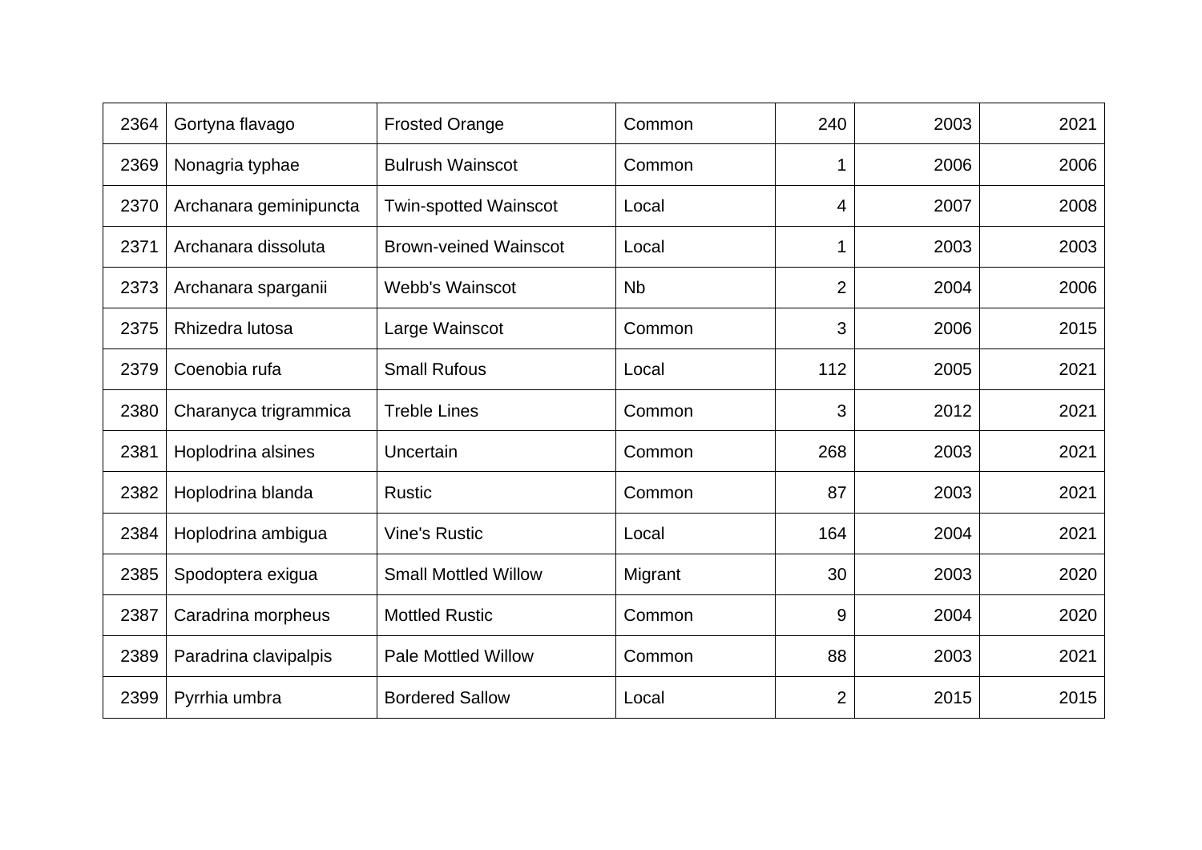| | | | | | | |
|---|---|---|---|---|---|---|
| 2364 | Gortyna flavago | Frosted Orange | Common | 240 | 2003 | 2021 |
| 2369 | Nonagria typhae | Bulrush Wainscot | Common | 1 | 2006 | 2006 |
| 2370 | Archanara geminipuncta | Twin-spotted Wainscot | Local | 4 | 2007 | 2008 |
| 2371 | Archanara dissoluta | Brown-veined Wainscot | Local | 1 | 2003 | 2003 |
| 2373 | Archanara sparganii | Webb's Wainscot | Nb | 2 | 2004 | 2006 |
| 2375 | Rhizedra lutosa | Large Wainscot | Common | 3 | 2006 | 2015 |
| 2379 | Coenobia rufa | Small Rufous | Local | 112 | 2005 | 2021 |
| 2380 | Charanyca trigrammica | Treble Lines | Common | 3 | 2012 | 2021 |
| 2381 | Hoplodrina alsines | Uncertain | Common | 268 | 2003 | 2021 |
| 2382 | Hoplodrina blanda | Rustic | Common | 87 | 2003 | 2021 |
| 2384 | Hoplodrina ambigua | Vine's Rustic | Local | 164 | 2004 | 2021 |
| 2385 | Spodoptera exigua | Small Mottled Willow | Migrant | 30 | 2003 | 2020 |
| 2387 | Caradrina morpheus | Mottled Rustic | Common | 9 | 2004 | 2020 |
| 2389 | Paradrina clavipalpis | Pale Mottled Willow | Common | 88 | 2003 | 2021 |
| 2399 | Pyrrhia umbra | Bordered Sallow | Local | 2 | 2015 | 2015 |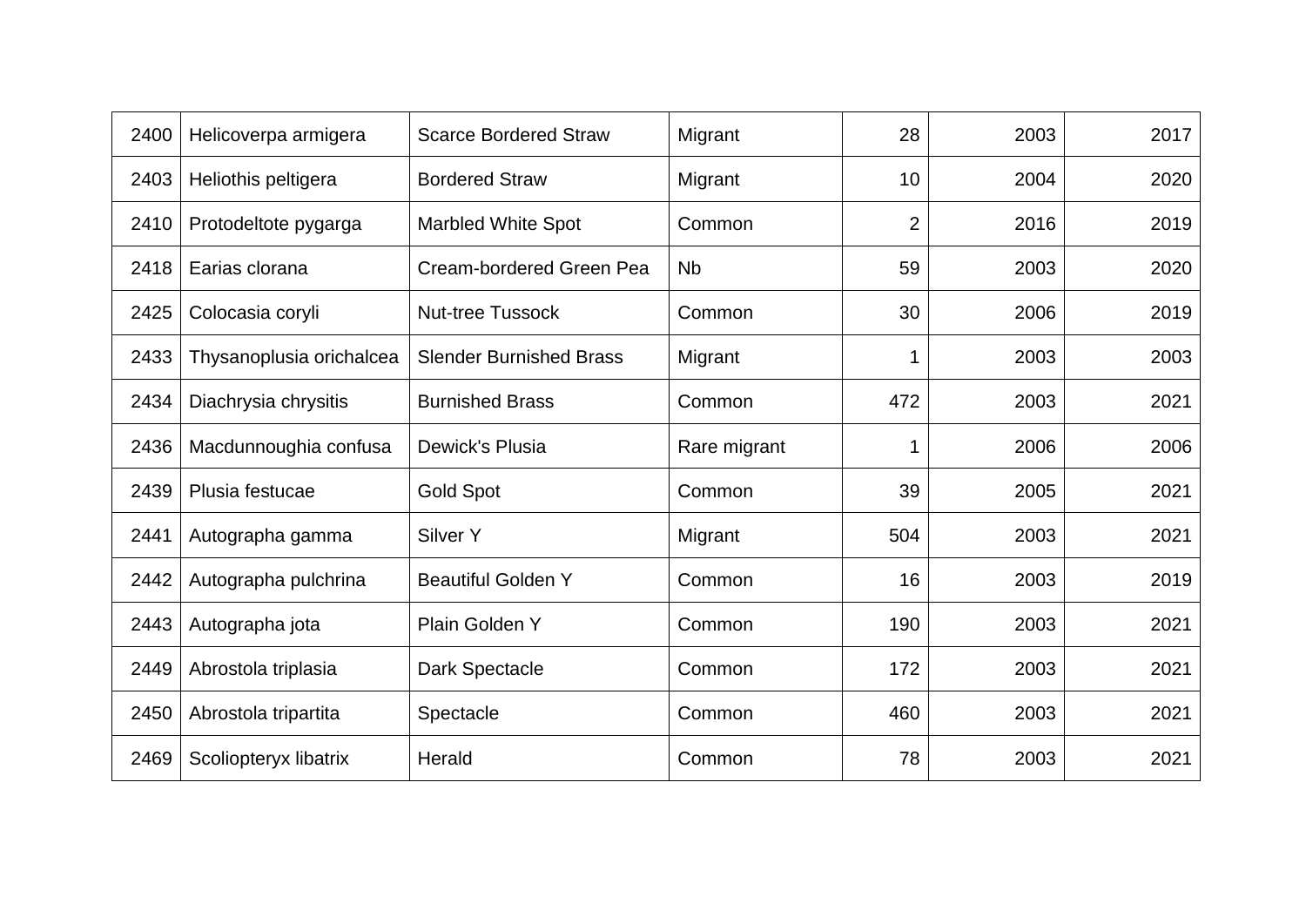| | | | | | | |
|---|---|---|---|---|---|---|
| 2400 | Helicoverpa armigera | Scarce Bordered Straw | Migrant | 28 | 2003 | 2017 |
| 2403 | Heliothis peltigera | Bordered Straw | Migrant | 10 | 2004 | 2020 |
| 2410 | Protodeltote pygarga | Marbled White Spot | Common | 2 | 2016 | 2019 |
| 2418 | Earias clorana | Cream-bordered Green Pea | Nb | 59 | 2003 | 2020 |
| 2425 | Colocasia coryli | Nut-tree Tussock | Common | 30 | 2006 | 2019 |
| 2433 | Thysanoplusia orichalcea | Slender Burnished Brass | Migrant | 1 | 2003 | 2003 |
| 2434 | Diachrysia chrysitis | Burnished Brass | Common | 472 | 2003 | 2021 |
| 2436 | Macdunnoughia confusa | Dewick's Plusia | Rare migrant | 1 | 2006 | 2006 |
| 2439 | Plusia festucae | Gold Spot | Common | 39 | 2005 | 2021 |
| 2441 | Autographa gamma | Silver Y | Migrant | 504 | 2003 | 2021 |
| 2442 | Autographa pulchrina | Beautiful Golden Y | Common | 16 | 2003 | 2019 |
| 2443 | Autographa jota | Plain Golden Y | Common | 190 | 2003 | 2021 |
| 2449 | Abrostola triplasia | Dark Spectacle | Common | 172 | 2003 | 2021 |
| 2450 | Abrostola tripartita | Spectacle | Common | 460 | 2003 | 2021 |
| 2469 | Scoliopteryx libatrix | Herald | Common | 78 | 2003 | 2021 |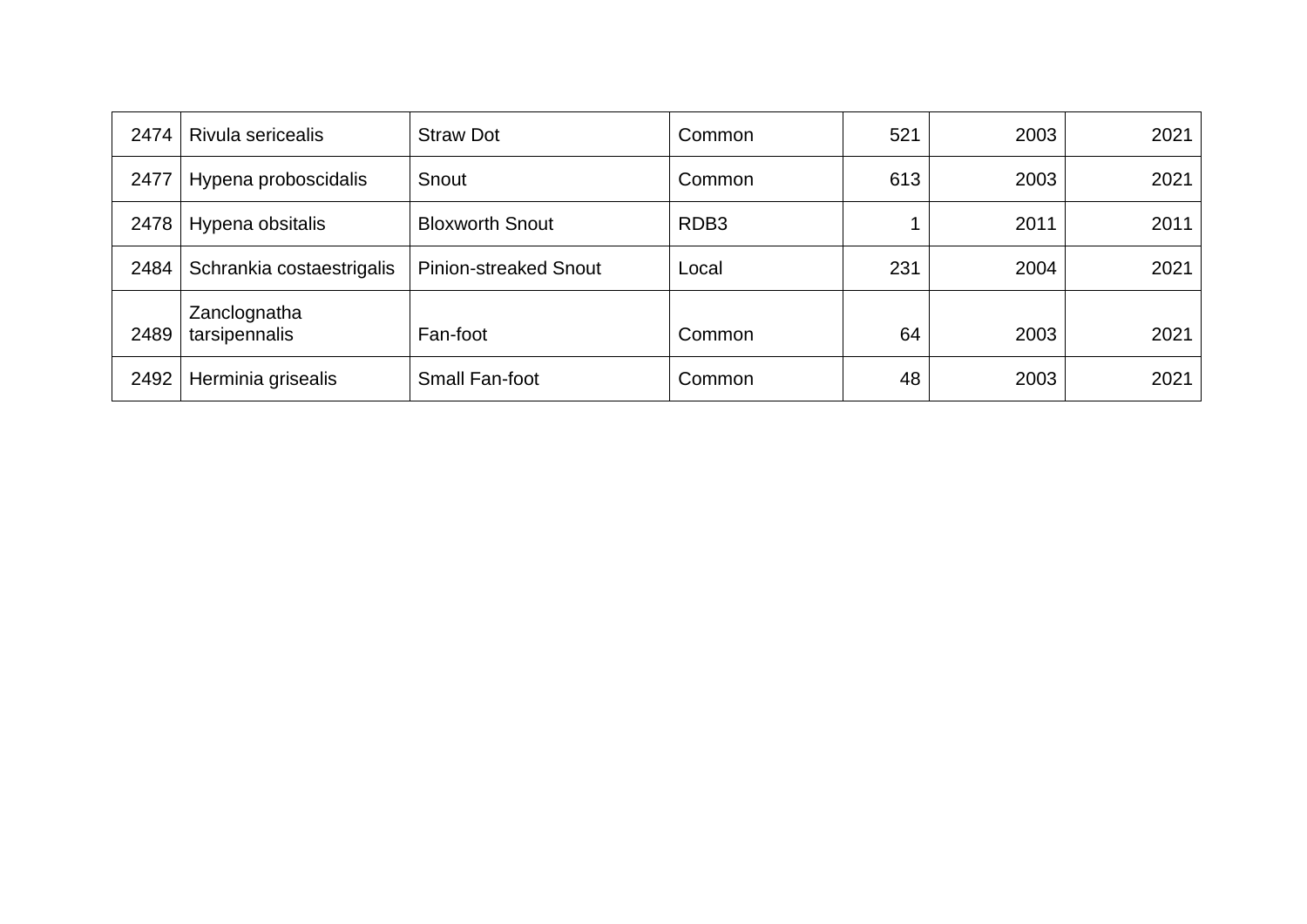| | | | | | | |
|---|---|---|---|---|---|---|
| 2474 | Rivula sericealis | Straw Dot | Common | 521 | 2003 | 2021 |
| 2477 | Hypena proboscidalis | Snout | Common | 613 | 2003 | 2021 |
| 2478 | Hypena obsitalis | Bloxworth Snout | RDB3 | 1 | 2011 | 2011 |
| 2484 | Schrankia costaestrigalis | Pinion-streaked Snout | Local | 231 | 2004 | 2021 |
| 2489 | Zanclognatha tarsipennalis | Fan-foot | Common | 64 | 2003 | 2021 |
| 2492 | Herminia grisealis | Small Fan-foot | Common | 48 | 2003 | 2021 |